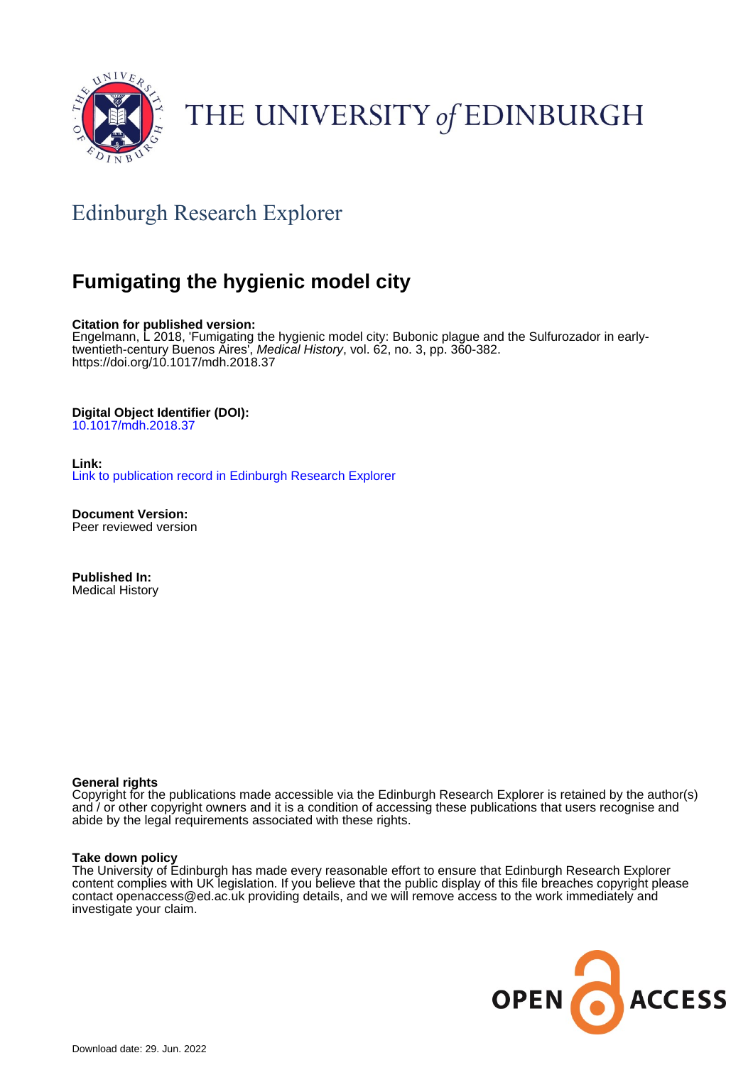THE UNIVERSITY *of* EDINBURGH

## Edinburgh Research Explorer

# Fumigating the hygienic model city

**Citation for published version:**
Engelmann, L 2018, 'Fumigating the hygienic model city: Bubonic plague and the Sulfurozador in early-twentieth-century Buenos Aires', *Medical History*, vol. 62, no. 3, pp. 360-382.
https://doi.org/10.1017/mdh.2018.37

**Digital Object Identifier (DOI):**
10.1017/mdh.2018.37

**Link:**
Link to publication record in Edinburgh Research Explorer

**Document Version:**
Peer reviewed version

**Published In:**
Medical History

**General rights**
Copyright for the publications made accessible via the Edinburgh Research Explorer is retained by the author(s) and / or other copyright owners and it is a condition of accessing these publications that users recognise and abide by the legal requirements associated with these rights.

**Take down policy**
The University of Edinburgh has made every reasonable effort to ensure that Edinburgh Research Explorer content complies with UK legislation. If you believe that the public display of this file breaches copyright please contact openaccess@ed.ac.uk providing details, and we will remove access to the work immediately and investigate your claim.

Download date: 29. Jun. 2022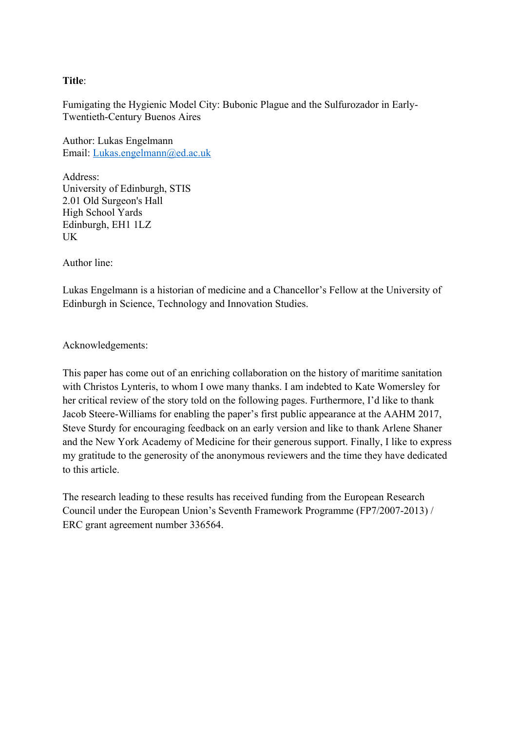**Title**:

Fumigating the Hygienic Model City: Bubonic Plague and the Sulfurozador in Early-Twentieth-Century Buenos Aires

Author: Lukas Engelmann
Email: Lukas.engelmann@ed.ac.uk

Address:
University of Edinburgh, STIS
2.01 Old Surgeon's Hall
High School Yards
Edinburgh, EH1 1LZ
UK

Author line:

Lukas Engelmann is a historian of medicine and a Chancellor's Fellow at the University of Edinburgh in Science, Technology and Innovation Studies.

Acknowledgements:

This paper has come out of an enriching collaboration on the history of maritime sanitation with Christos Lynteris, to whom I owe many thanks. I am indebted to Kate Womersley for her critical review of the story told on the following pages. Furthermore, I'd like to thank Jacob Steere-Williams for enabling the paper's first public appearance at the AAHM 2017, Steve Sturdy for encouraging feedback on an early version and like to thank Arlene Shaner and the New York Academy of Medicine for their generous support. Finally, I like to express my gratitude to the generosity of the anonymous reviewers and the time they have dedicated to this article.

The research leading to these results has received funding from the European Research Council under the European Union's Seventh Framework Programme (FP7/2007-2013) / ERC grant agreement number 336564.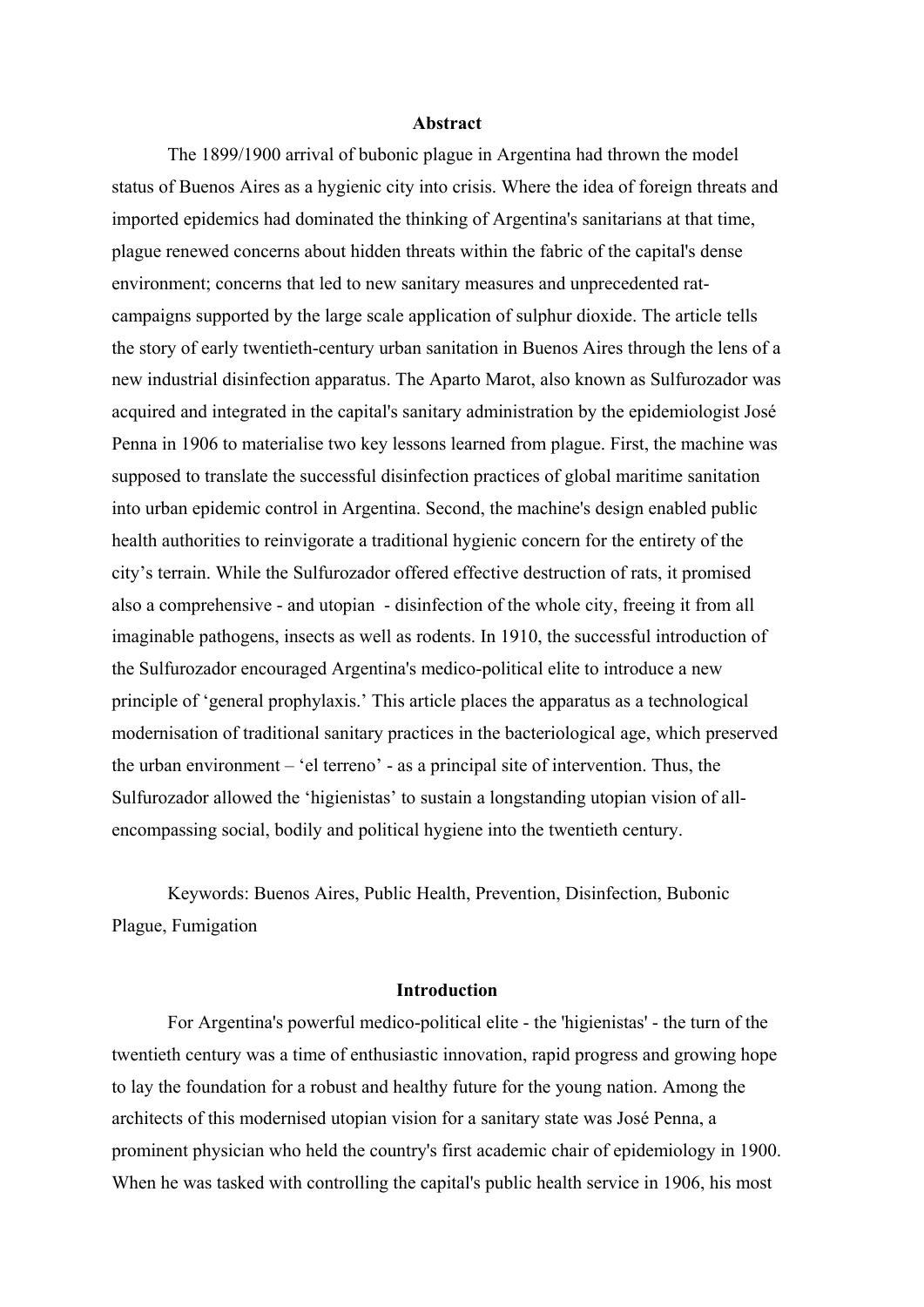## Abstract

The 1899/1900 arrival of bubonic plague in Argentina had thrown the model status of Buenos Aires as a hygienic city into crisis. Where the idea of foreign threats and imported epidemics had dominated the thinking of Argentina's sanitarians at that time, plague renewed concerns about hidden threats within the fabric of the capital's dense environment; concerns that led to new sanitary measures and unprecedented rat-campaigns supported by the large scale application of sulphur dioxide. The article tells the story of early twentieth-century urban sanitation in Buenos Aires through the lens of a new industrial disinfection apparatus. The Aparto Marot, also known as Sulfurozador was acquired and integrated in the capital's sanitary administration by the epidemiologist José Penna in 1906 to materialise two key lessons learned from plague. First, the machine was supposed to translate the successful disinfection practices of global maritime sanitation into urban epidemic control in Argentina. Second, the machine's design enabled public health authorities to reinvigorate a traditional hygienic concern for the entirety of the city's terrain. While the Sulfurozador offered effective destruction of rats, it promised also a comprehensive - and utopian - disinfection of the whole city, freeing it from all imaginable pathogens, insects as well as rodents. In 1910, the successful introduction of the Sulfurozador encouraged Argentina's medico-political elite to introduce a new principle of 'general prophylaxis.' This article places the apparatus as a technological modernisation of traditional sanitary practices in the bacteriological age, which preserved the urban environment – 'el terreno' - as a principal site of intervention. Thus, the Sulfurozador allowed the 'higienistas' to sustain a longstanding utopian vision of all-encompassing social, bodily and political hygiene into the twentieth century.

Keywords: Buenos Aires, Public Health, Prevention, Disinfection, Bubonic Plague, Fumigation

## Introduction

For Argentina's powerful medico-political elite - the 'higienistas' - the turn of the twentieth century was a time of enthusiastic innovation, rapid progress and growing hope to lay the foundation for a robust and healthy future for the young nation. Among the architects of this modernised utopian vision for a sanitary state was José Penna, a prominent physician who held the country's first academic chair of epidemiology in 1900. When he was tasked with controlling the capital's public health service in 1906, his most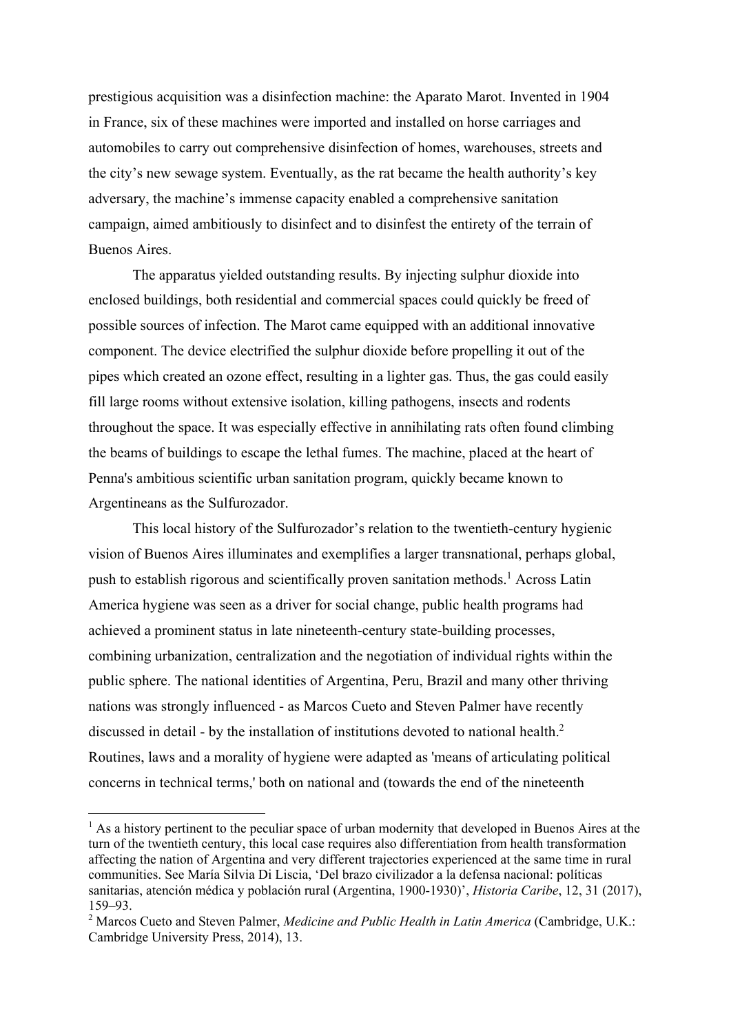prestigious acquisition was a disinfection machine: the Aparato Marot. Invented in 1904 in France, six of these machines were imported and installed on horse carriages and automobiles to carry out comprehensive disinfection of homes, warehouses, streets and the city's new sewage system. Eventually, as the rat became the health authority's key adversary, the machine's immense capacity enabled a comprehensive sanitation campaign, aimed ambitiously to disinfect and to disinfest the entirety of the terrain of Buenos Aires.

The apparatus yielded outstanding results. By injecting sulphur dioxide into enclosed buildings, both residential and commercial spaces could quickly be freed of possible sources of infection. The Marot came equipped with an additional innovative component. The device electrified the sulphur dioxide before propelling it out of the pipes which created an ozone effect, resulting in a lighter gas. Thus, the gas could easily fill large rooms without extensive isolation, killing pathogens, insects and rodents throughout the space. It was especially effective in annihilating rats often found climbing the beams of buildings to escape the lethal fumes. The machine, placed at the heart of Penna's ambitious scientific urban sanitation program, quickly became known to Argentineans as the Sulfurozador.

This local history of the Sulfurozador's relation to the twentieth-century hygienic vision of Buenos Aires illuminates and exemplifies a larger transnational, perhaps global, push to establish rigorous and scientifically proven sanitation methods.[1] Across Latin America hygiene was seen as a driver for social change, public health programs had achieved a prominent status in late nineteenth-century state-building processes, combining urbanization, centralization and the negotiation of individual rights within the public sphere. The national identities of Argentina, Peru, Brazil and many other thriving nations was strongly influenced - as Marcos Cueto and Steven Palmer have recently discussed in detail - by the installation of institutions devoted to national health.[2] Routines, laws and a morality of hygiene were adapted as 'means of articulating political concerns in technical terms,' both on national and (towards the end of the nineteenth

---

[1] As a history pertinent to the peculiar space of urban modernity that developed in Buenos Aires at the turn of the twentieth century, this local case requires also differentiation from health transformation affecting the nation of Argentina and very different trajectories experienced at the same time in rural communities. See María Silvia Di Liscia, 'Del brazo civilizador a la defensa nacional: políticas sanitarias, atención médica y población rural (Argentina, 1900-1930)', *Historia Caribe*, 12, 31 (2017), 159–93.

[2] Marcos Cueto and Steven Palmer, *Medicine and Public Health in Latin America* (Cambridge, U.K.: Cambridge University Press, 2014), 13.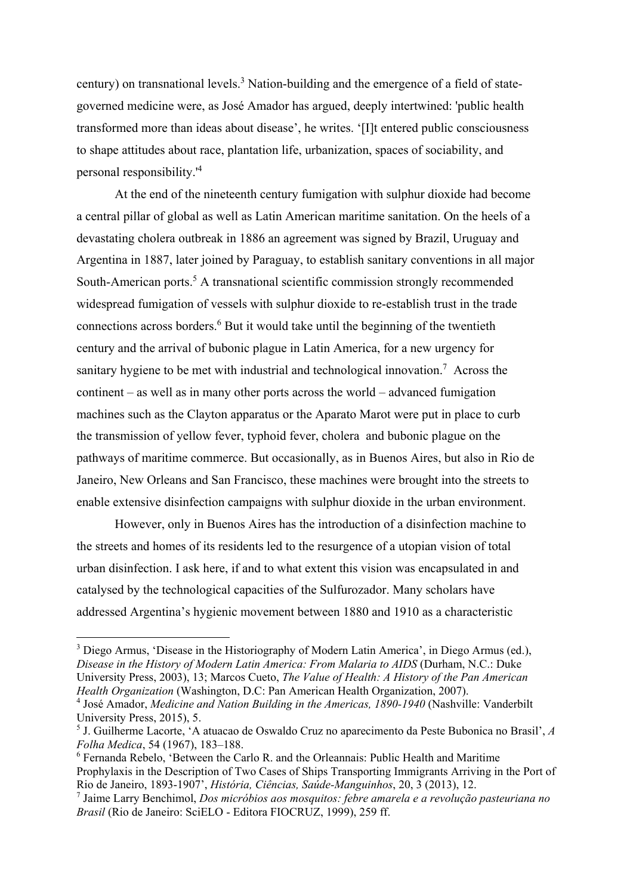century) on transnational levels.[3] Nation-building and the emergence of a field of state-governed medicine were, as José Amador has argued, deeply intertwined: 'public health transformed more than ideas about disease', he writes. '[I]t entered public consciousness to shape attitudes about race, plantation life, urbanization, spaces of sociability, and personal responsibility.'[4]

At the end of the nineteenth century fumigation with sulphur dioxide had become a central pillar of global as well as Latin American maritime sanitation. On the heels of a devastating cholera outbreak in 1886 an agreement was signed by Brazil, Uruguay and Argentina in 1887, later joined by Paraguay, to establish sanitary conventions in all major South-American ports.[5] A transnational scientific commission strongly recommended widespread fumigation of vessels with sulphur dioxide to re-establish trust in the trade connections across borders.[6] But it would take until the beginning of the twentieth century and the arrival of bubonic plague in Latin America, for a new urgency for sanitary hygiene to be met with industrial and technological innovation.[7] Across the continent – as well as in many other ports across the world – advanced fumigation machines such as the Clayton apparatus or the Aparato Marot were put in place to curb the transmission of yellow fever, typhoid fever, cholera and bubonic plague on the pathways of maritime commerce. But occasionally, as in Buenos Aires, but also in Rio de Janeiro, New Orleans and San Francisco, these machines were brought into the streets to enable extensive disinfection campaigns with sulphur dioxide in the urban environment.

However, only in Buenos Aires has the introduction of a disinfection machine to the streets and homes of its residents led to the resurgence of a utopian vision of total urban disinfection. I ask here, if and to what extent this vision was encapsulated in and catalysed by the technological capacities of the Sulfurozador. Many scholars have addressed Argentina's hygienic movement between 1880 and 1910 as a characteristic

---

[3] Diego Armus, 'Disease in the Historiography of Modern Latin America', in Diego Armus (ed.), *Disease in the History of Modern Latin America: From Malaria to AIDS* (Durham, N.C.: Duke University Press, 2003), 13; Marcos Cueto, *The Value of Health: A History of the Pan American Health Organization* (Washington, D.C: Pan American Health Organization, 2007).

[4] José Amador, *Medicine and Nation Building in the Americas, 1890-1940* (Nashville: Vanderbilt University Press, 2015), 5.

[5] J. Guilherme Lacorte, 'A atuacao de Oswaldo Cruz no aparecimento da Peste Bubonica no Brasil', *A Folha Medica*, 54 (1967), 183–188.

[6] Fernanda Rebelo, 'Between the Carlo R. and the Orleannais: Public Health and Maritime Prophylaxis in the Description of Two Cases of Ships Transporting Immigrants Arriving in the Port of Rio de Janeiro, 1893-1907', *História, Ciências, Saúde-Manguinhos*, 20, 3 (2013), 12.

[7] Jaime Larry Benchimol, *Dos micróbios aos mosquitos: febre amarela e a revolução pasteuriana no Brasil* (Rio de Janeiro: SciELO - Editora FIOCRUZ, 1999), 259 ff.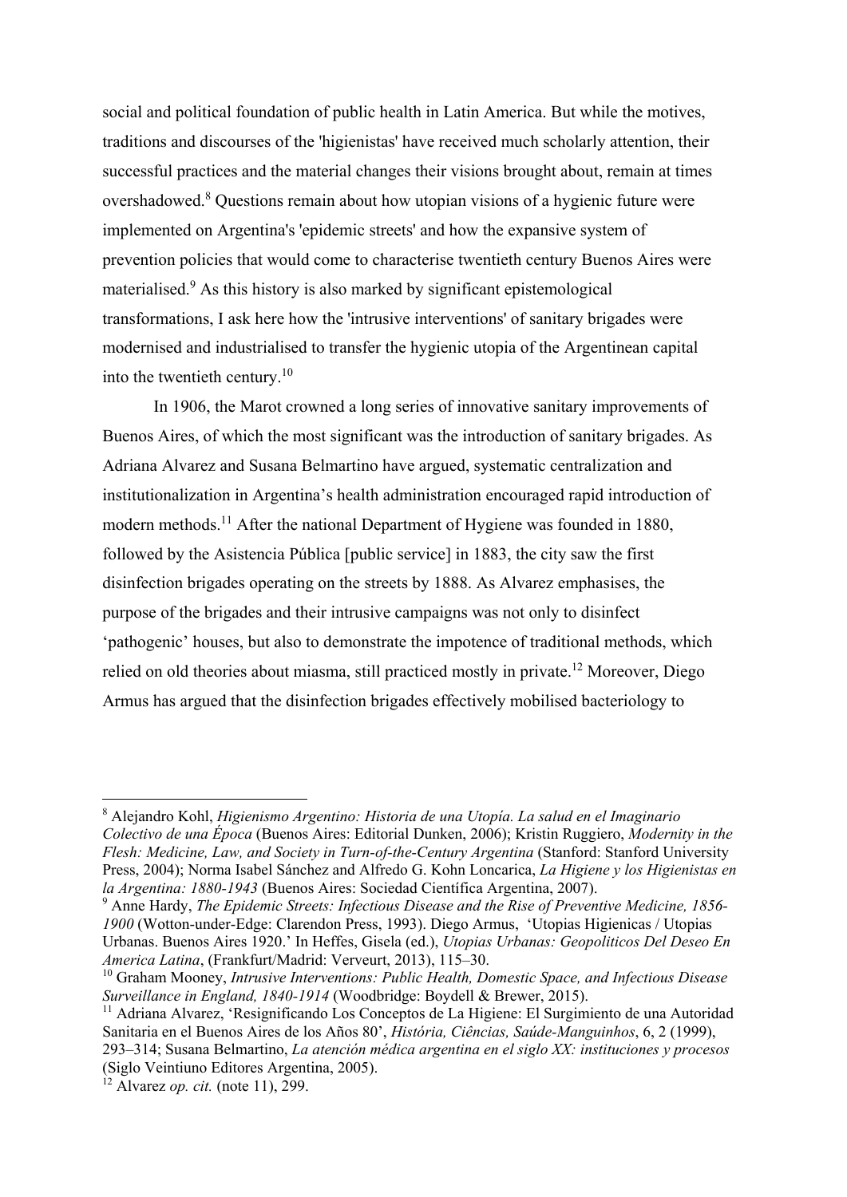social and political foundation of public health in Latin America. But while the motives, traditions and discourses of the 'higienistas' have received much scholarly attention, their successful practices and the material changes their visions brought about, remain at times overshadowed.[8] Questions remain about how utopian visions of a hygienic future were implemented on Argentina's 'epidemic streets' and how the expansive system of prevention policies that would come to characterise twentieth century Buenos Aires were materialised.[9] As this history is also marked by significant epistemological transformations, I ask here how the 'intrusive interventions' of sanitary brigades were modernised and industrialised to transfer the hygienic utopia of the Argentinean capital into the twentieth century.[10]

In 1906, the Marot crowned a long series of innovative sanitary improvements of Buenos Aires, of which the most significant was the introduction of sanitary brigades. As Adriana Alvarez and Susana Belmartino have argued, systematic centralization and institutionalization in Argentina's health administration encouraged rapid introduction of modern methods.[11] After the national Department of Hygiene was founded in 1880, followed by the Asistencia Pública [public service] in 1883, the city saw the first disinfection brigades operating on the streets by 1888. As Alvarez emphasises, the purpose of the brigades and their intrusive campaigns was not only to disinfect 'pathogenic' houses, but also to demonstrate the impotence of traditional methods, which relied on old theories about miasma, still practiced mostly in private.[12] Moreover, Diego Armus has argued that the disinfection brigades effectively mobilised bacteriology to

---

[8] Alejandro Kohl, *Higienismo Argentino: Historia de una Utopía. La salud en el Imaginario Colectivo de una Época* (Buenos Aires: Editorial Dunken, 2006); Kristin Ruggiero, *Modernity in the Flesh: Medicine, Law, and Society in Turn-of-the-Century Argentina* (Stanford: Stanford University Press, 2004); Norma Isabel Sánchez and Alfredo G. Kohn Loncarica, *La Higiene y los Higienistas en la Argentina: 1880-1943* (Buenos Aires: Sociedad Científica Argentina, 2007).

[9] Anne Hardy, *The Epidemic Streets: Infectious Disease and the Rise of Preventive Medicine, 1856-1900* (Wotton-under-Edge: Clarendon Press, 1993). Diego Armus, 'Utopias Higienicas / Utopias Urbanas. Buenos Aires 1920.' In Heffes, Gisela (ed.), *Utopias Urbanas: Geopoliticos Del Deseo En America Latina*, (Frankfurt/Madrid: Verveurt, 2013), 115–30.

[10] Graham Mooney, *Intrusive Interventions: Public Health, Domestic Space, and Infectious Disease Surveillance in England, 1840-1914* (Woodbridge: Boydell & Brewer, 2015).

[11] Adriana Alvarez, 'Resignificando Los Conceptos de La Higiene: El Surgimiento de una Autoridad Sanitaria en el Buenos Aires de los Años 80', *História, Ciências, Saúde-Manguinhos*, 6, 2 (1999), 293–314; Susana Belmartino, *La atención médica argentina en el siglo XX: instituciones y procesos* (Siglo Veintiuno Editores Argentina, 2005).

[12] Alvarez *op. cit.* (note 11), 299.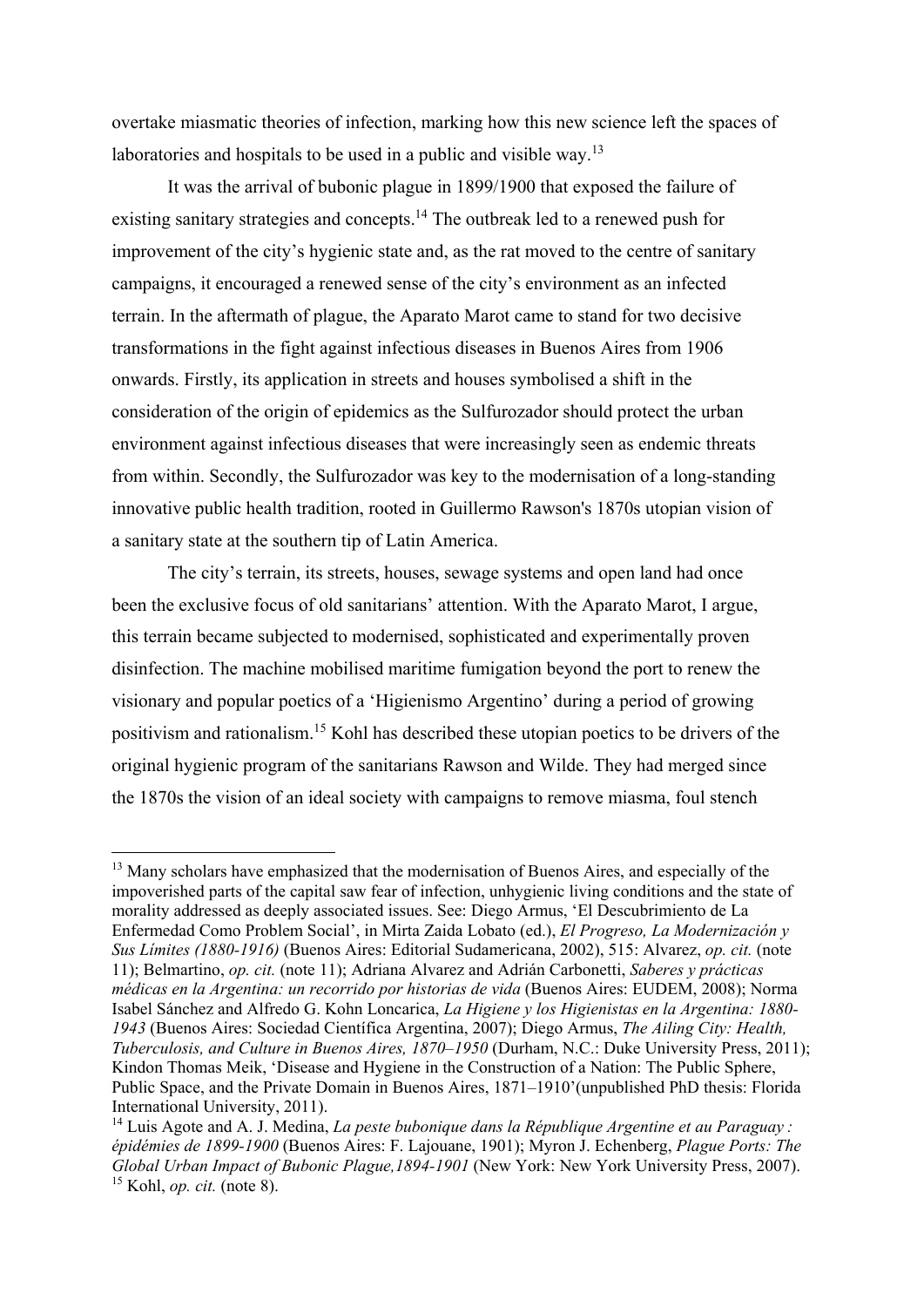overtake miasmatic theories of infection, marking how this new science left the spaces of laboratories and hospitals to be used in a public and visible way.[13]

It was the arrival of bubonic plague in 1899/1900 that exposed the failure of existing sanitary strategies and concepts.[14] The outbreak led to a renewed push for improvement of the city's hygienic state and, as the rat moved to the centre of sanitary campaigns, it encouraged a renewed sense of the city's environment as an infected terrain. In the aftermath of plague, the Aparato Marot came to stand for two decisive transformations in the fight against infectious diseases in Buenos Aires from 1906 onwards. Firstly, its application in streets and houses symbolised a shift in the consideration of the origin of epidemics as the Sulfurozador should protect the urban environment against infectious diseases that were increasingly seen as endemic threats from within. Secondly, the Sulfurozador was key to the modernisation of a long-standing innovative public health tradition, rooted in Guillermo Rawson's 1870s utopian vision of a sanitary state at the southern tip of Latin America.

The city's terrain, its streets, houses, sewage systems and open land had once been the exclusive focus of old sanitarians' attention. With the Aparato Marot, I argue, this terrain became subjected to modernised, sophisticated and experimentally proven disinfection. The machine mobilised maritime fumigation beyond the port to renew the visionary and popular poetics of a 'Higienismo Argentino' during a period of growing positivism and rationalism.[15] Kohl has described these utopian poetics to be drivers of the original hygienic program of the sanitarians Rawson and Wilde. They had merged since the 1870s the vision of an ideal society with campaigns to remove miasma, foul stench

---

[13] Many scholars have emphasized that the modernisation of Buenos Aires, and especially of the impoverished parts of the capital saw fear of infection, unhygienic living conditions and the state of morality addressed as deeply associated issues. See: Diego Armus, 'El Descubrimiento de La Enfermedad Como Problem Social', in Mirta Zaida Lobato (ed.), *El Progreso, La Modernización y Sus Límites (1880-1916)* (Buenos Aires: Editorial Sudamericana, 2002), 515: Alvarez, *op. cit.* (note 11); Belmartino, *op. cit.* (note 11); Adriana Alvarez and Adrián Carbonetti, *Saberes y prácticas médicas en la Argentina: un recorrido por historias de vida* (Buenos Aires: EUDEM, 2008); Norma Isabel Sánchez and Alfredo G. Kohn Loncarica, *La Higiene y los Higienistas en la Argentina: 1880-1943* (Buenos Aires: Sociedad Científica Argentina, 2007); Diego Armus, *The Ailing City: Health, Tuberculosis, and Culture in Buenos Aires, 1870–1950* (Durham, N.C.: Duke University Press, 2011); Kindon Thomas Meik, 'Disease and Hygiene in the Construction of a Nation: The Public Sphere, Public Space, and the Private Domain in Buenos Aires, 1871–1910'(unpublished PhD thesis: Florida International University, 2011).

[14] Luis Agote and A. J. Medina, *La peste bubonique dans la République Argentine et au Paraguay : épidémies de 1899-1900* (Buenos Aires: F. Lajouane, 1901); Myron J. Echenberg, *Plague Ports: The Global Urban Impact of Bubonic Plague,1894-1901* (New York: New York University Press, 2007).

[15] Kohl, *op. cit.* (note 8).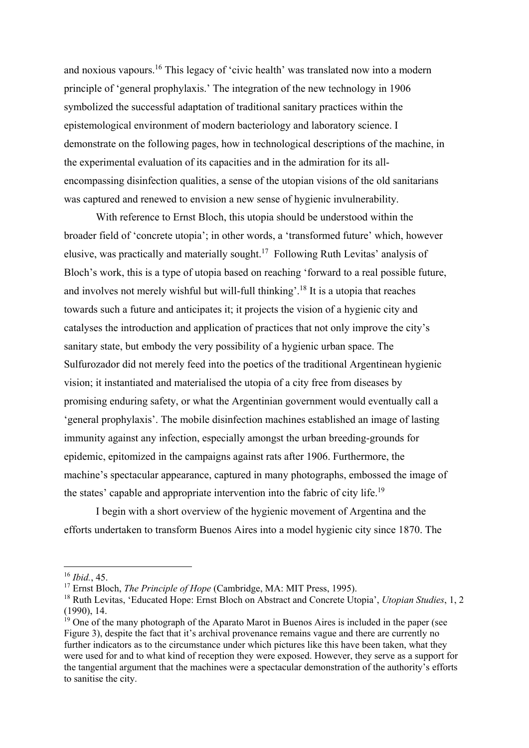and noxious vapours.[16] This legacy of 'civic health' was translated now into a modern principle of 'general prophylaxis.' The integration of the new technology in 1906 symbolized the successful adaptation of traditional sanitary practices within the epistemological environment of modern bacteriology and laboratory science. I demonstrate on the following pages, how in technological descriptions of the machine, in the experimental evaluation of its capacities and in the admiration for its all-encompassing disinfection qualities, a sense of the utopian visions of the old sanitarians was captured and renewed to envision a new sense of hygienic invulnerability.

With reference to Ernst Bloch, this utopia should be understood within the broader field of 'concrete utopia'; in other words, a 'transformed future' which, however elusive, was practically and materially sought.[17] Following Ruth Levitas' analysis of Bloch's work, this is a type of utopia based on reaching 'forward to a real possible future, and involves not merely wishful but will-full thinking'.[18] It is a utopia that reaches towards such a future and anticipates it; it projects the vision of a hygienic city and catalyses the introduction and application of practices that not only improve the city's sanitary state, but embody the very possibility of a hygienic urban space. The Sulfurozador did not merely feed into the poetics of the traditional Argentinean hygienic vision; it instantiated and materialised the utopia of a city free from diseases by promising enduring safety, or what the Argentinian government would eventually call a 'general prophylaxis'. The mobile disinfection machines established an image of lasting immunity against any infection, especially amongst the urban breeding-grounds for epidemic, epitomized in the campaigns against rats after 1906. Furthermore, the machine's spectacular appearance, captured in many photographs, embossed the image of the states' capable and appropriate intervention into the fabric of city life.[19]

I begin with a short overview of the hygienic movement of Argentina and the efforts undertaken to transform Buenos Aires into a model hygienic city since 1870. The

---

[16] *Ibid.*, 45.

[17] Ernst Bloch, *The Principle of Hope* (Cambridge, MA: MIT Press, 1995).

[18] Ruth Levitas, 'Educated Hope: Ernst Bloch on Abstract and Concrete Utopia', *Utopian Studies*, 1, 2 (1990), 14.

[19] One of the many photograph of the Aparato Marot in Buenos Aires is included in the paper (see Figure 3), despite the fact that it's archival provenance remains vague and there are currently no further indicators as to the circumstance under which pictures like this have been taken, what they were used for and to what kind of reception they were exposed. However, they serve as a support for the tangential argument that the machines were a spectacular demonstration of the authority's efforts to sanitise the city.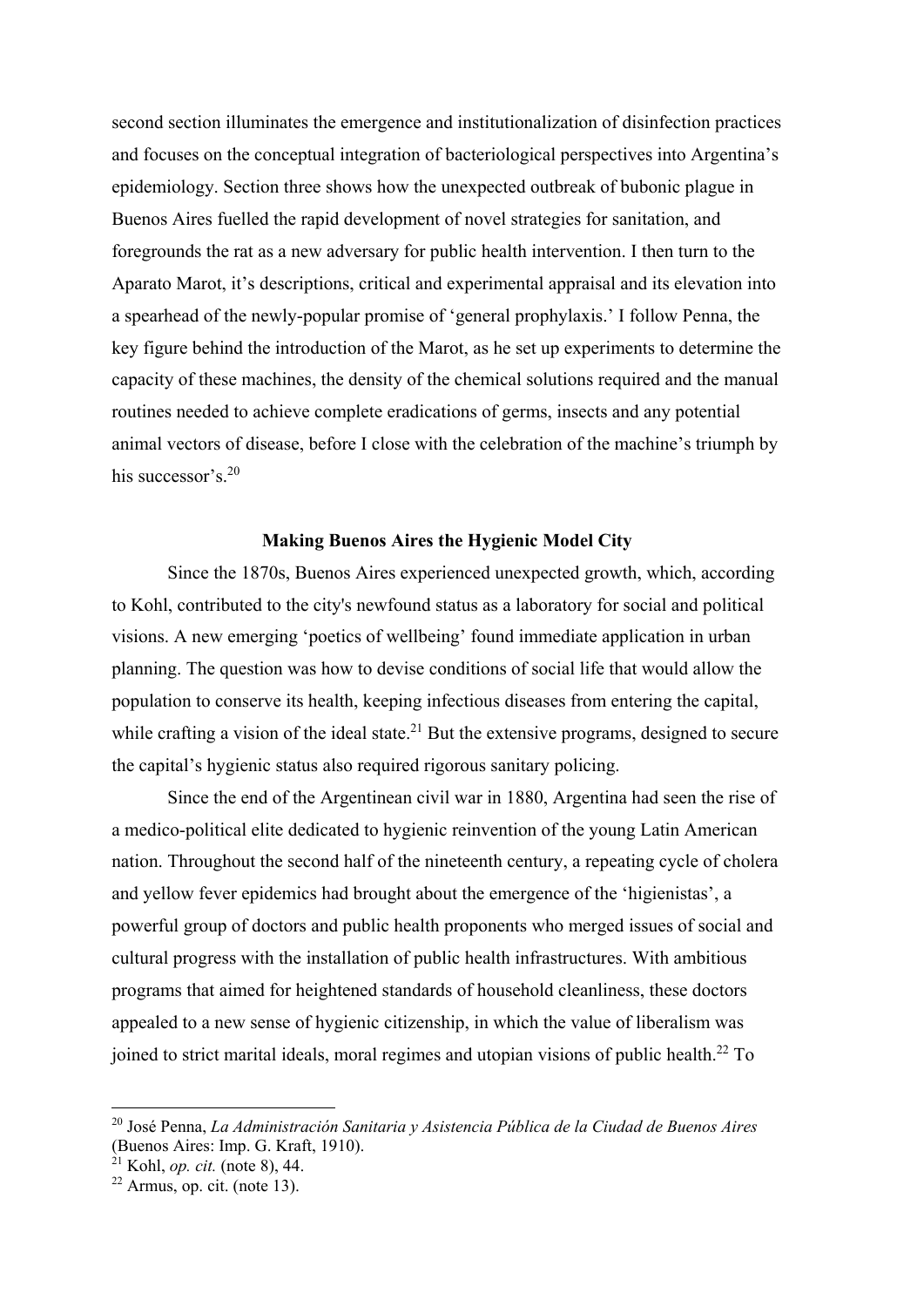second section illuminates the emergence and institutionalization of disinfection practices and focuses on the conceptual integration of bacteriological perspectives into Argentina's epidemiology. Section three shows how the unexpected outbreak of bubonic plague in Buenos Aires fuelled the rapid development of novel strategies for sanitation, and foregrounds the rat as a new adversary for public health intervention. I then turn to the Aparato Marot, it's descriptions, critical and experimental appraisal and its elevation into a spearhead of the newly-popular promise of 'general prophylaxis.' I follow Penna, the key figure behind the introduction of the Marot, as he set up experiments to determine the capacity of these machines, the density of the chemical solutions required and the manual routines needed to achieve complete eradications of germs, insects and any potential animal vectors of disease, before I close with the celebration of the machine's triumph by his successor's.[20]

## Making Buenos Aires the Hygienic Model City

Since the 1870s, Buenos Aires experienced unexpected growth, which, according to Kohl, contributed to the city's newfound status as a laboratory for social and political visions. A new emerging 'poetics of wellbeing' found immediate application in urban planning. The question was how to devise conditions of social life that would allow the population to conserve its health, keeping infectious diseases from entering the capital, while crafting a vision of the ideal state.[21] But the extensive programs, designed to secure the capital's hygienic status also required rigorous sanitary policing.

Since the end of the Argentinean civil war in 1880, Argentina had seen the rise of a medico-political elite dedicated to hygienic reinvention of the young Latin American nation. Throughout the second half of the nineteenth century, a repeating cycle of cholera and yellow fever epidemics had brought about the emergence of the 'higienistas', a powerful group of doctors and public health proponents who merged issues of social and cultural progress with the installation of public health infrastructures. With ambitious programs that aimed for heightened standards of household cleanliness, these doctors appealed to a new sense of hygienic citizenship, in which the value of liberalism was joined to strict marital ideals, moral regimes and utopian visions of public health.[22] To

---

[20] José Penna, *La Administración Sanitaria y Asistencia Pública de la Ciudad de Buenos Aires* (Buenos Aires: Imp. G. Kraft, 1910).

[21] Kohl, *op. cit.* (note 8), 44.

[22] Armus, op. cit. (note 13).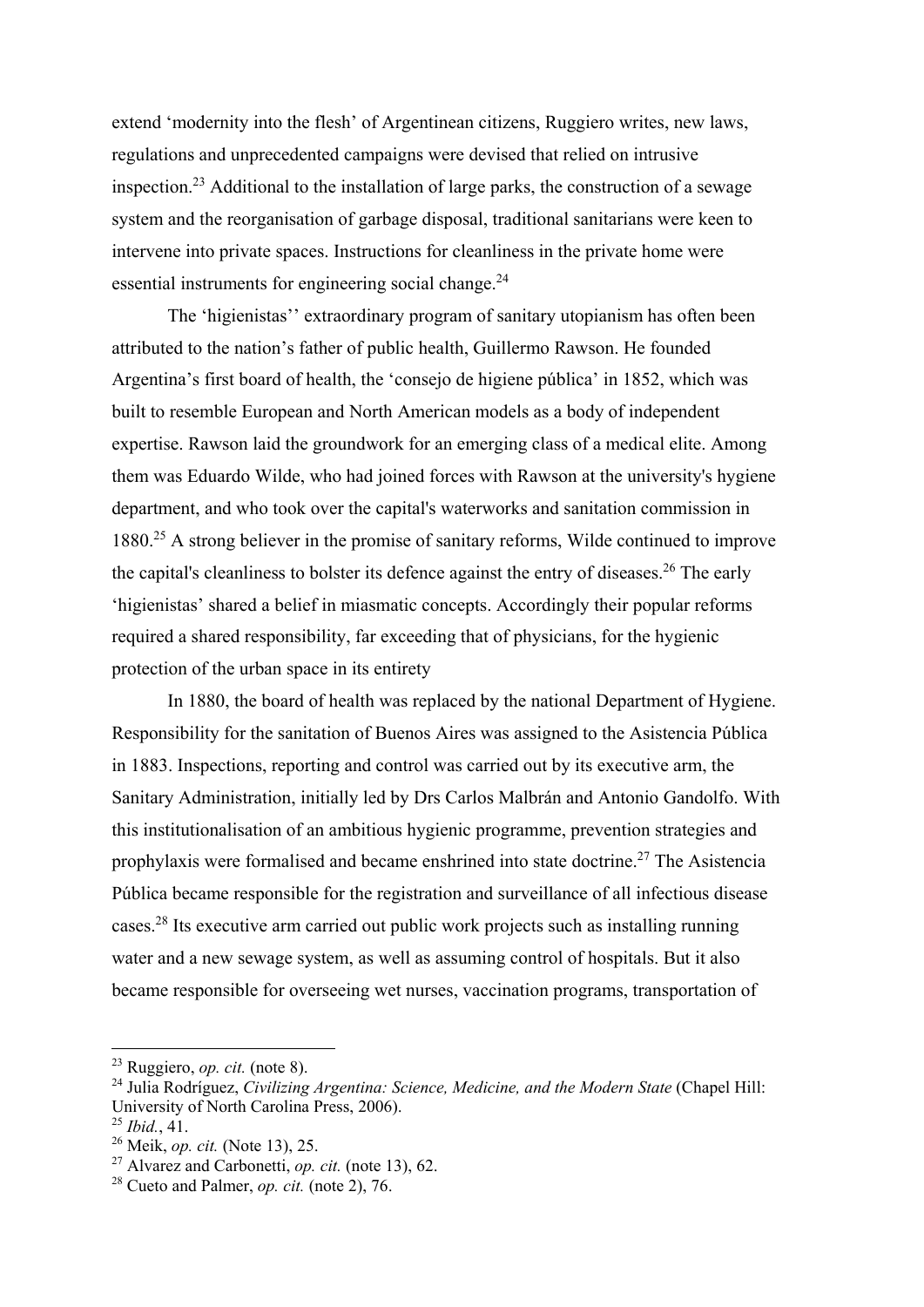extend 'modernity into the flesh' of Argentinean citizens, Ruggiero writes, new laws, regulations and unprecedented campaigns were devised that relied on intrusive inspection.[23] Additional to the installation of large parks, the construction of a sewage system and the reorganisation of garbage disposal, traditional sanitarians were keen to intervene into private spaces. Instructions for cleanliness in the private home were essential instruments for engineering social change.[24]

The 'higienistas'' extraordinary program of sanitary utopianism has often been attributed to the nation's father of public health, Guillermo Rawson. He founded Argentina's first board of health, the 'consejo de higiene pública' in 1852, which was built to resemble European and North American models as a body of independent expertise. Rawson laid the groundwork for an emerging class of a medical elite. Among them was Eduardo Wilde, who had joined forces with Rawson at the university's hygiene department, and who took over the capital's waterworks and sanitation commission in 1880.[25] A strong believer in the promise of sanitary reforms, Wilde continued to improve the capital's cleanliness to bolster its defence against the entry of diseases.[26] The early 'higienistas' shared a belief in miasmatic concepts. Accordingly their popular reforms required a shared responsibility, far exceeding that of physicians, for the hygienic protection of the urban space in its entirety

In 1880, the board of health was replaced by the national Department of Hygiene. Responsibility for the sanitation of Buenos Aires was assigned to the Asistencia Pública in 1883. Inspections, reporting and control was carried out by its executive arm, the Sanitary Administration, initially led by Drs Carlos Malbrán and Antonio Gandolfo. With this institutionalisation of an ambitious hygienic programme, prevention strategies and prophylaxis were formalised and became enshrined into state doctrine.[27] The Asistencia Pública became responsible for the registration and surveillance of all infectious disease cases.[28] Its executive arm carried out public work projects such as installing running water and a new sewage system, as well as assuming control of hospitals. But it also became responsible for overseeing wet nurses, vaccination programs, transportation of

---

[23] Ruggiero, *op. cit.* (note 8).

[24] Julia Rodríguez, *Civilizing Argentina: Science, Medicine, and the Modern State* (Chapel Hill: University of North Carolina Press, 2006).

[25] *Ibid.*, 41.

[26] Meik, *op. cit.* (Note 13), 25.

[27] Alvarez and Carbonetti, *op. cit.* (note 13), 62.

[28] Cueto and Palmer, *op. cit.* (note 2), 76.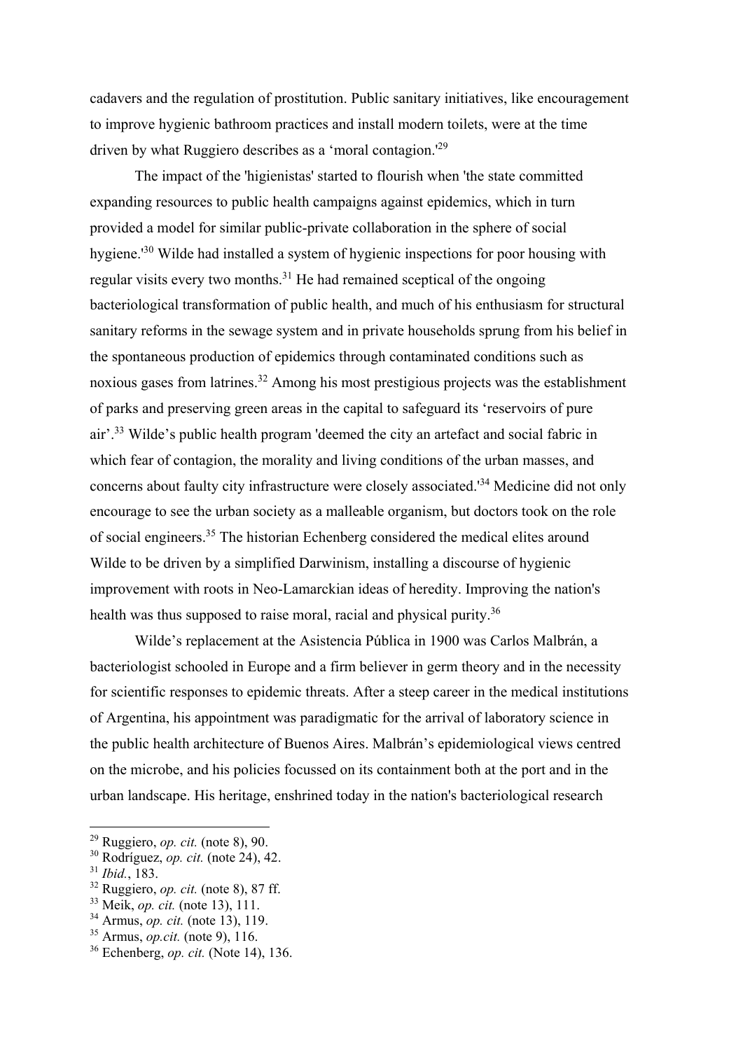cadavers and the regulation of prostitution. Public sanitary initiatives, like encouragement to improve hygienic bathroom practices and install modern toilets, were at the time driven by what Ruggiero describes as a 'moral contagion.'[29]

The impact of the 'higienistas' started to flourish when 'the state committed expanding resources to public health campaigns against epidemics, which in turn provided a model for similar public-private collaboration in the sphere of social hygiene.'[30] Wilde had installed a system of hygienic inspections for poor housing with regular visits every two months.[31] He had remained sceptical of the ongoing bacteriological transformation of public health, and much of his enthusiasm for structural sanitary reforms in the sewage system and in private households sprung from his belief in the spontaneous production of epidemics through contaminated conditions such as noxious gases from latrines.[32] Among his most prestigious projects was the establishment of parks and preserving green areas in the capital to safeguard its 'reservoirs of pure air'.[33] Wilde's public health program 'deemed the city an artefact and social fabric in which fear of contagion, the morality and living conditions of the urban masses, and concerns about faulty city infrastructure were closely associated.'[34] Medicine did not only encourage to see the urban society as a malleable organism, but doctors took on the role of social engineers.[35] The historian Echenberg considered the medical elites around Wilde to be driven by a simplified Darwinism, installing a discourse of hygienic improvement with roots in Neo-Lamarckian ideas of heredity. Improving the nation's health was thus supposed to raise moral, racial and physical purity.[36]

Wilde's replacement at the Asistencia Pública in 1900 was Carlos Malbrán, a bacteriologist schooled in Europe and a firm believer in germ theory and in the necessity for scientific responses to epidemic threats. After a steep career in the medical institutions of Argentina, his appointment was paradigmatic for the arrival of laboratory science in the public health architecture of Buenos Aires. Malbrán's epidemiological views centred on the microbe, and his policies focussed on its containment both at the port and in the urban landscape. His heritage, enshrined today in the nation's bacteriological research

---

[29] Ruggiero, *op. cit.* (note 8), 90.

[30] Rodríguez, *op. cit.* (note 24), 42.

[31] *Ibid.*, 183.

[32] Ruggiero, *op. cit.* (note 8), 87 ff.

[33] Meik, *op. cit.* (note 13), 111.

[34] Armus, *op. cit.* (note 13), 119.

[35] Armus, *op.cit.* (note 9), 116.

[36] Echenberg, *op. cit.* (Note 14), 136.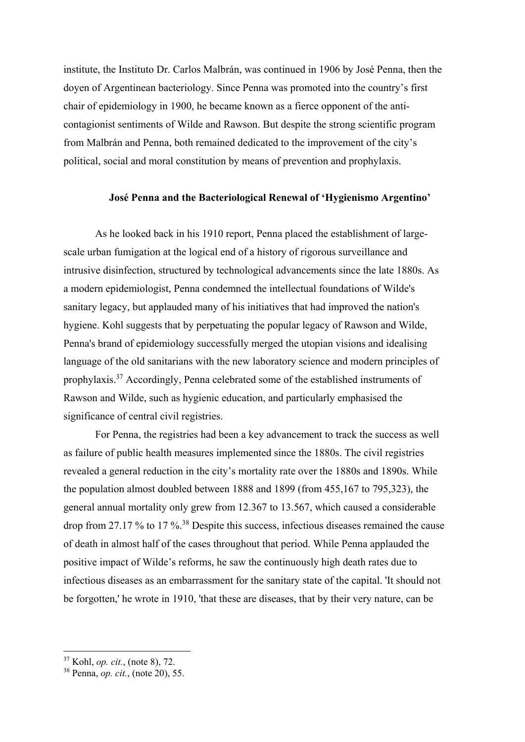institute, the Instituto Dr. Carlos Malbrán, was continued in 1906 by José Penna, then the doyen of Argentinean bacteriology. Since Penna was promoted into the country's first chair of epidemiology in 1900, he became known as a fierce opponent of the anti-contagionist sentiments of Wilde and Rawson. But despite the strong scientific program from Malbrán and Penna, both remained dedicated to the improvement of the city's political, social and moral constitution by means of prevention and prophylaxis.

## José Penna and the Bacteriological Renewal of 'Hygienismo Argentino'

As he looked back in his 1910 report, Penna placed the establishment of large-scale urban fumigation at the logical end of a history of rigorous surveillance and intrusive disinfection, structured by technological advancements since the late 1880s. As a modern epidemiologist, Penna condemned the intellectual foundations of Wilde's sanitary legacy, but applauded many of his initiatives that had improved the nation's hygiene. Kohl suggests that by perpetuating the popular legacy of Rawson and Wilde, Penna's brand of epidemiology successfully merged the utopian visions and idealising language of the old sanitarians with the new laboratory science and modern principles of prophylaxis.[37] Accordingly, Penna celebrated some of the established instruments of Rawson and Wilde, such as hygienic education, and particularly emphasised the significance of central civil registries.

For Penna, the registries had been a key advancement to track the success as well as failure of public health measures implemented since the 1880s. The civil registries revealed a general reduction in the city's mortality rate over the 1880s and 1890s. While the population almost doubled between 1888 and 1899 (from 455,167 to 795,323), the general annual mortality only grew from 12.367 to 13.567, which caused a considerable drop from 27.17 % to 17 %.[38] Despite this success, infectious diseases remained the cause of death in almost half of the cases throughout that period. While Penna applauded the positive impact of Wilde's reforms, he saw the continuously high death rates due to infectious diseases as an embarrassment for the sanitary state of the capital. 'It should not be forgotten,' he wrote in 1910, 'that these are diseases, that by their very nature, can be

---

[37] Kohl, *op. cit.*, (note 8), 72.

[38] Penna, *op. cit.*, (note 20), 55.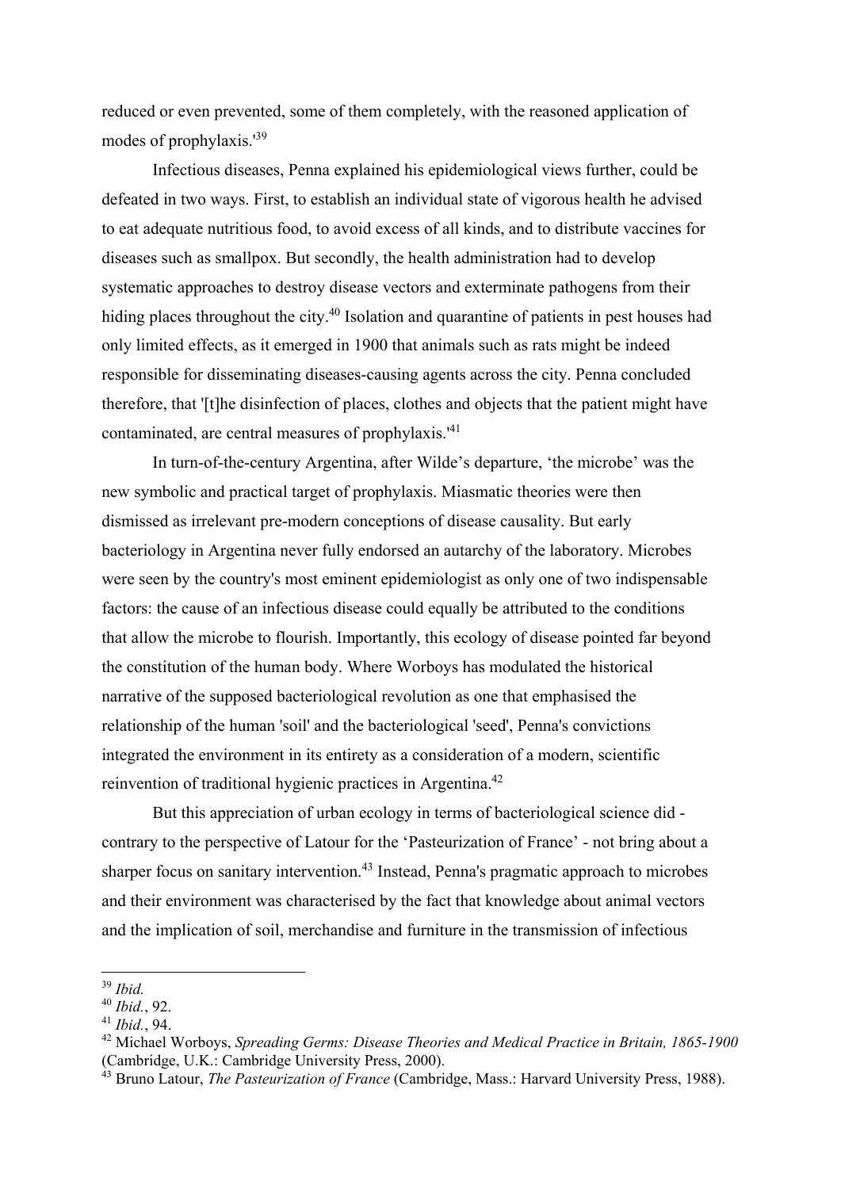reduced or even prevented, some of them completely, with the reasoned application of modes of prophylaxis.'[39]

Infectious diseases, Penna explained his epidemiological views further, could be defeated in two ways. First, to establish an individual state of vigorous health he advised to eat adequate nutritious food, to avoid excess of all kinds, and to distribute vaccines for diseases such as smallpox. But secondly, the health administration had to develop systematic approaches to destroy disease vectors and exterminate pathogens from their hiding places throughout the city.[40] Isolation and quarantine of patients in pest houses had only limited effects, as it emerged in 1900 that animals such as rats might be indeed responsible for disseminating diseases-causing agents across the city. Penna concluded therefore, that '[t]he disinfection of places, clothes and objects that the patient might have contaminated, are central measures of prophylaxis.'[41]

In turn-of-the-century Argentina, after Wilde's departure, 'the microbe' was the new symbolic and practical target of prophylaxis. Miasmatic theories were then dismissed as irrelevant pre-modern conceptions of disease causality. But early bacteriology in Argentina never fully endorsed an autarchy of the laboratory. Microbes were seen by the country's most eminent epidemiologist as only one of two indispensable factors: the cause of an infectious disease could equally be attributed to the conditions that allow the microbe to flourish. Importantly, this ecology of disease pointed far beyond the constitution of the human body. Where Worboys has modulated the historical narrative of the supposed bacteriological revolution as one that emphasised the relationship of the human 'soil' and the bacteriological 'seed', Penna's convictions integrated the environment in its entirety as a consideration of a modern, scientific reinvention of traditional hygienic practices in Argentina.[42]

But this appreciation of urban ecology in terms of bacteriological science did - contrary to the perspective of Latour for the 'Pasteurization of France' - not bring about a sharper focus on sanitary intervention.[43] Instead, Penna's pragmatic approach to microbes and their environment was characterised by the fact that knowledge about animal vectors and the implication of soil, merchandise and furniture in the transmission of infectious

---

[39] *Ibid.*

[40] *Ibid.*, 92.

[41] *Ibid.*, 94.

[42] Michael Worboys, *Spreading Germs: Disease Theories and Medical Practice in Britain, 1865-1900* (Cambridge, U.K.: Cambridge University Press, 2000).

[43] Bruno Latour, *The Pasteurization of France* (Cambridge, Mass.: Harvard University Press, 1988).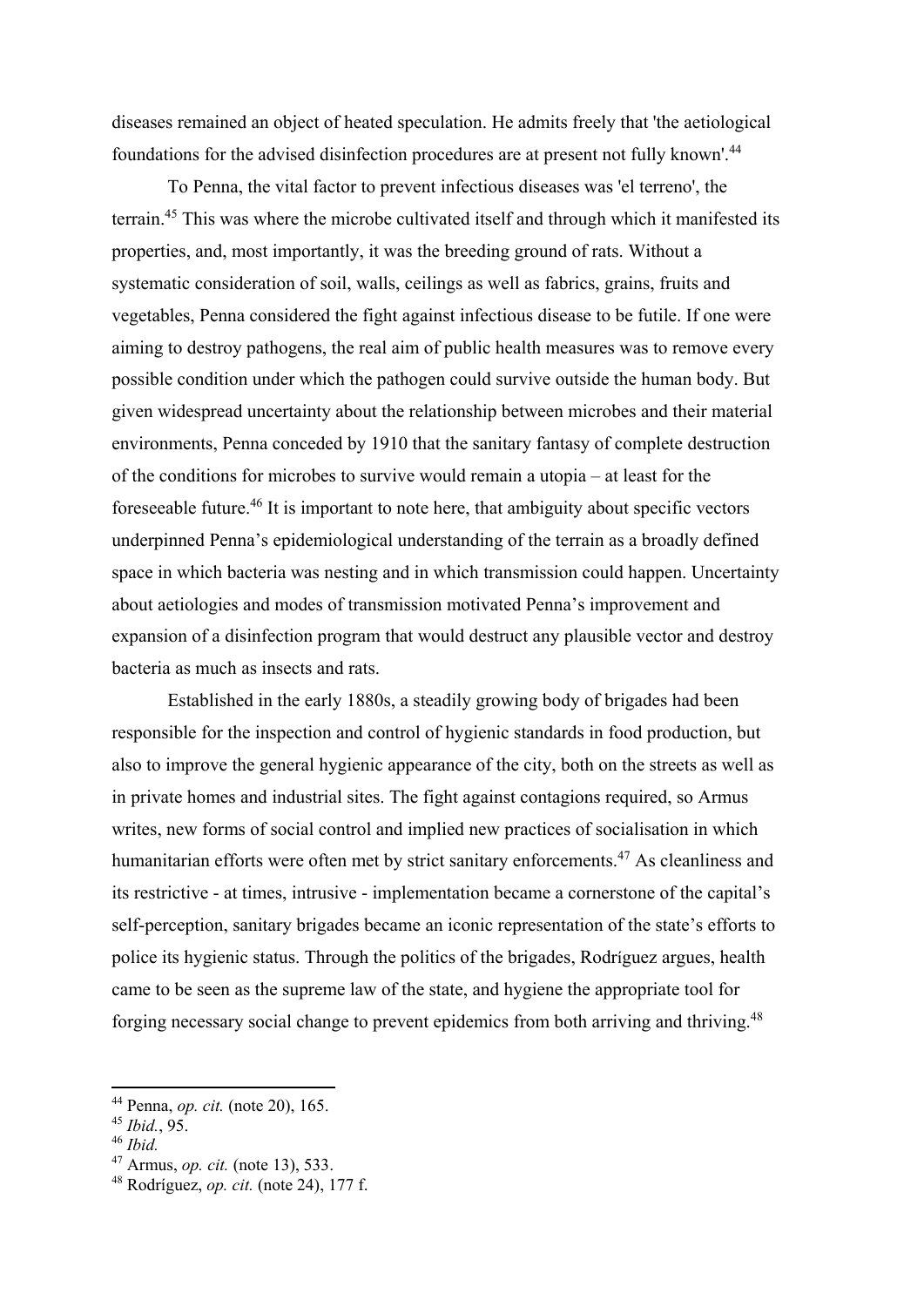diseases remained an object of heated speculation. He admits freely that 'the aetiological foundations for the advised disinfection procedures are at present not fully known'.[44]

To Penna, the vital factor to prevent infectious diseases was 'el terreno', the terrain.[45] This was where the microbe cultivated itself and through which it manifested its properties, and, most importantly, it was the breeding ground of rats. Without a systematic consideration of soil, walls, ceilings as well as fabrics, grains, fruits and vegetables, Penna considered the fight against infectious disease to be futile. If one were aiming to destroy pathogens, the real aim of public health measures was to remove every possible condition under which the pathogen could survive outside the human body. But given widespread uncertainty about the relationship between microbes and their material environments, Penna conceded by 1910 that the sanitary fantasy of complete destruction of the conditions for microbes to survive would remain a utopia – at least for the foreseeable future.[46] It is important to note here, that ambiguity about specific vectors underpinned Penna's epidemiological understanding of the terrain as a broadly defined space in which bacteria was nesting and in which transmission could happen. Uncertainty about aetiologies and modes of transmission motivated Penna's improvement and expansion of a disinfection program that would destruct any plausible vector and destroy bacteria as much as insects and rats.

Established in the early 1880s, a steadily growing body of brigades had been responsible for the inspection and control of hygienic standards in food production, but also to improve the general hygienic appearance of the city, both on the streets as well as in private homes and industrial sites. The fight against contagions required, so Armus writes, new forms of social control and implied new practices of socialisation in which humanitarian efforts were often met by strict sanitary enforcements.[47] As cleanliness and its restrictive - at times, intrusive - implementation became a cornerstone of the capital's self-perception, sanitary brigades became an iconic representation of the state's efforts to police its hygienic status. Through the politics of the brigades, Rodríguez argues, health came to be seen as the supreme law of the state, and hygiene the appropriate tool for forging necessary social change to prevent epidemics from both arriving and thriving.[48]

---

[44] Penna, *op. cit.* (note 20), 165.
[45] *Ibid.*, 95.
[46] *Ibid.*
[47] Armus, *op. cit.* (note 13), 533.
[48] Rodríguez, *op. cit.* (note 24), 177 f.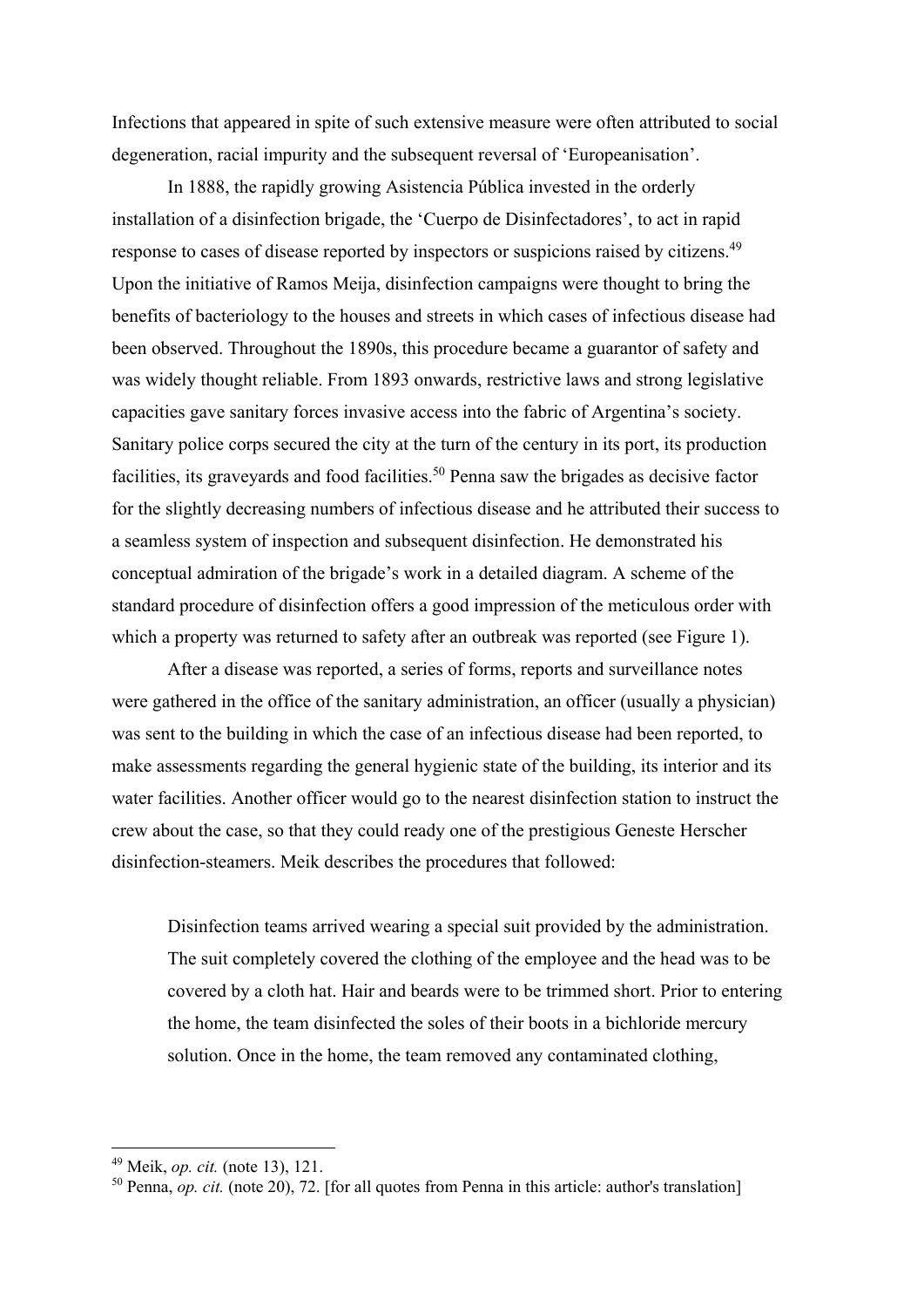Infections that appeared in spite of such extensive measure were often attributed to social degeneration, racial impurity and the subsequent reversal of 'Europeanisation'.

In 1888, the rapidly growing Asistencia Pública invested in the orderly installation of a disinfection brigade, the 'Cuerpo de Disinfectadores', to act in rapid response to cases of disease reported by inspectors or suspicions raised by citizens.[49] Upon the initiative of Ramos Meija, disinfection campaigns were thought to bring the benefits of bacteriology to the houses and streets in which cases of infectious disease had been observed. Throughout the 1890s, this procedure became a guarantor of safety and was widely thought reliable. From 1893 onwards, restrictive laws and strong legislative capacities gave sanitary forces invasive access into the fabric of Argentina's society. Sanitary police corps secured the city at the turn of the century in its port, its production facilities, its graveyards and food facilities.[50] Penna saw the brigades as decisive factor for the slightly decreasing numbers of infectious disease and he attributed their success to a seamless system of inspection and subsequent disinfection. He demonstrated his conceptual admiration of the brigade's work in a detailed diagram. A scheme of the standard procedure of disinfection offers a good impression of the meticulous order with which a property was returned to safety after an outbreak was reported (see Figure 1).

After a disease was reported, a series of forms, reports and surveillance notes were gathered in the office of the sanitary administration, an officer (usually a physician) was sent to the building in which the case of an infectious disease had been reported, to make assessments regarding the general hygienic state of the building, its interior and its water facilities. Another officer would go to the nearest disinfection station to instruct the crew about the case, so that they could ready one of the prestigious Geneste Herscher disinfection-steamers. Meik describes the procedures that followed:

> Disinfection teams arrived wearing a special suit provided by the administration. The suit completely covered the clothing of the employee and the head was to be covered by a cloth hat. Hair and beards were to be trimmed short. Prior to entering the home, the team disinfected the soles of their boots in a bichloride mercury solution. Once in the home, the team removed any contaminated clothing,

---

[49] Meik, *op. cit.* (note 13), 121.

[50] Penna, *op. cit.* (note 20), 72. [for all quotes from Penna in this article: author's translation]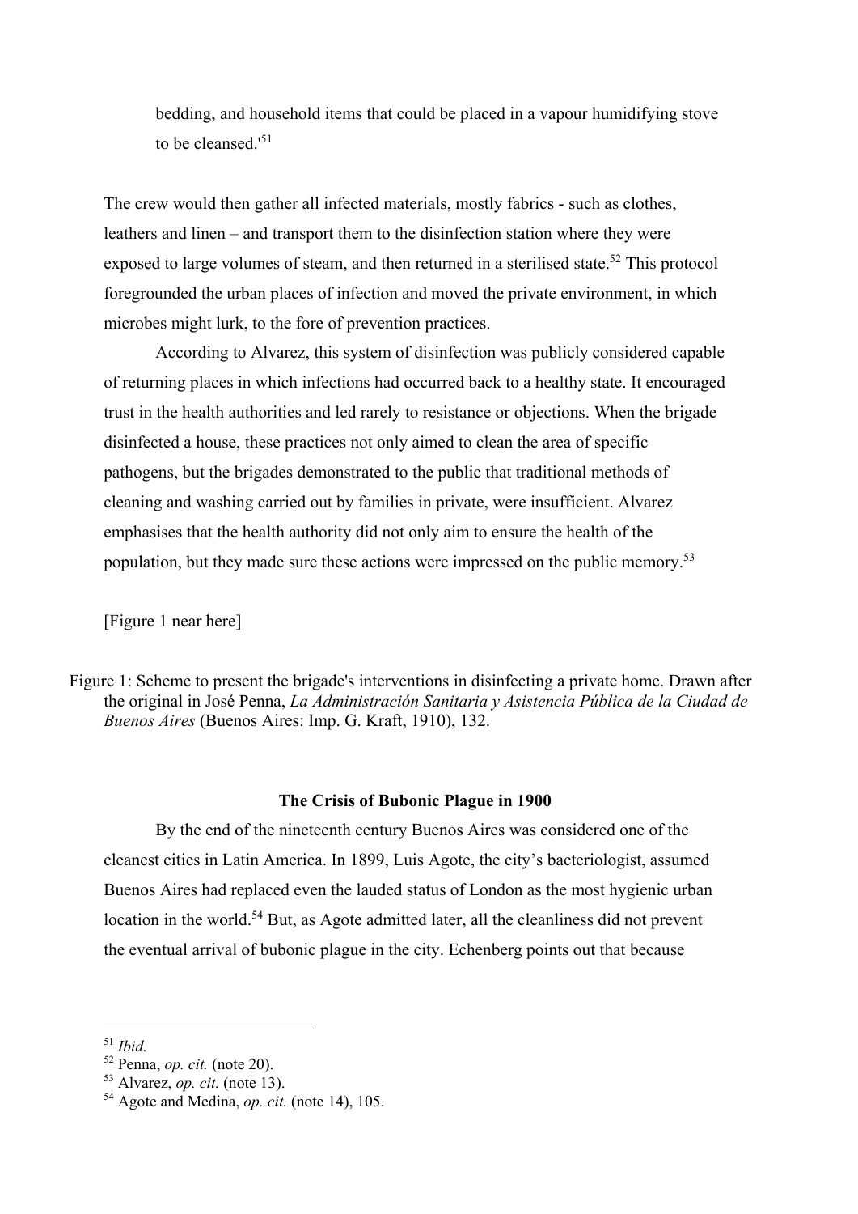bedding, and household items that could be placed in a vapour humidifying stove to be cleansed.'[51]

The crew would then gather all infected materials, mostly fabrics - such as clothes, leathers and linen – and transport them to the disinfection station where they were exposed to large volumes of steam, and then returned in a sterilised state.[52] This protocol foregrounded the urban places of infection and moved the private environment, in which microbes might lurk, to the fore of prevention practices.

According to Alvarez, this system of disinfection was publicly considered capable of returning places in which infections had occurred back to a healthy state. It encouraged trust in the health authorities and led rarely to resistance or objections. When the brigade disinfected a house, these practices not only aimed to clean the area of specific pathogens, but the brigades demonstrated to the public that traditional methods of cleaning and washing carried out by families in private, were insufficient. Alvarez emphasises that the health authority did not only aim to ensure the health of the population, but they made sure these actions were impressed on the public memory.[53]

[Figure 1 near here]

Figure 1: Scheme to present the brigade's interventions in disinfecting a private home. Drawn after the original in José Penna, *La Administración Sanitaria y Asistencia Pública de la Ciudad de Buenos Aires* (Buenos Aires: Imp. G. Kraft, 1910), 132.

## The Crisis of Bubonic Plague in 1900

By the end of the nineteenth century Buenos Aires was considered one of the cleanest cities in Latin America. In 1899, Luis Agote, the city's bacteriologist, assumed Buenos Aires had replaced even the lauded status of London as the most hygienic urban location in the world.[54] But, as Agote admitted later, all the cleanliness did not prevent the eventual arrival of bubonic plague in the city. Echenberg points out that because

---

[51] *Ibid.*

[52] Penna, *op. cit.* (note 20).

[53] Alvarez, *op. cit.* (note 13).

[54] Agote and Medina, *op. cit.* (note 14), 105.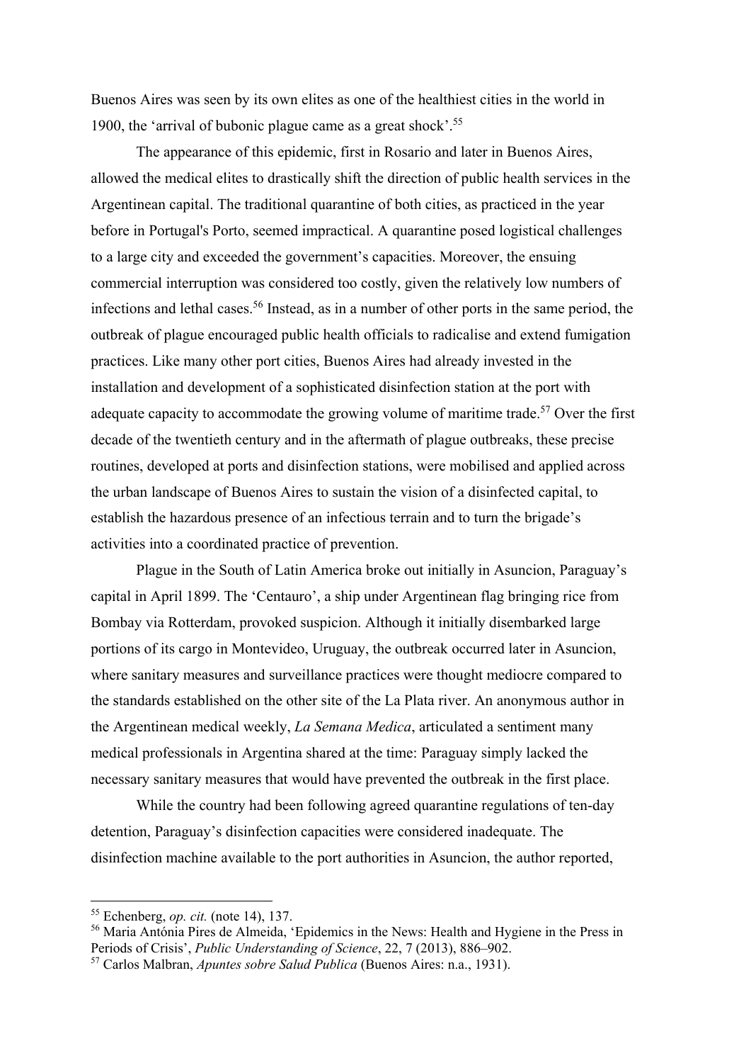Buenos Aires was seen by its own elites as one of the healthiest cities in the world in 1900, the 'arrival of bubonic plague came as a great shock'.[55]

The appearance of this epidemic, first in Rosario and later in Buenos Aires, allowed the medical elites to drastically shift the direction of public health services in the Argentinean capital. The traditional quarantine of both cities, as practiced in the year before in Portugal's Porto, seemed impractical. A quarantine posed logistical challenges to a large city and exceeded the government's capacities. Moreover, the ensuing commercial interruption was considered too costly, given the relatively low numbers of infections and lethal cases.[56] Instead, as in a number of other ports in the same period, the outbreak of plague encouraged public health officials to radicalise and extend fumigation practices. Like many other port cities, Buenos Aires had already invested in the installation and development of a sophisticated disinfection station at the port with adequate capacity to accommodate the growing volume of maritime trade.[57] Over the first decade of the twentieth century and in the aftermath of plague outbreaks, these precise routines, developed at ports and disinfection stations, were mobilised and applied across the urban landscape of Buenos Aires to sustain the vision of a disinfected capital, to establish the hazardous presence of an infectious terrain and to turn the brigade's activities into a coordinated practice of prevention.

Plague in the South of Latin America broke out initially in Asuncion, Paraguay's capital in April 1899. The 'Centauro', a ship under Argentinean flag bringing rice from Bombay via Rotterdam, provoked suspicion. Although it initially disembarked large portions of its cargo in Montevideo, Uruguay, the outbreak occurred later in Asuncion, where sanitary measures and surveillance practices were thought mediocre compared to the standards established on the other site of the La Plata river. An anonymous author in the Argentinean medical weekly, *La Semana Medica*, articulated a sentiment many medical professionals in Argentina shared at the time: Paraguay simply lacked the necessary sanitary measures that would have prevented the outbreak in the first place.

While the country had been following agreed quarantine regulations of ten-day detention, Paraguay's disinfection capacities were considered inadequate. The disinfection machine available to the port authorities in Asuncion, the author reported,

---

[55] Echenberg, *op. cit.* (note 14), 137.

[56] Maria Antónia Pires de Almeida, 'Epidemics in the News: Health and Hygiene in the Press in Periods of Crisis', *Public Understanding of Science*, 22, 7 (2013), 886–902.

[57] Carlos Malbran, *Apuntes sobre Salud Publica* (Buenos Aires: n.a., 1931).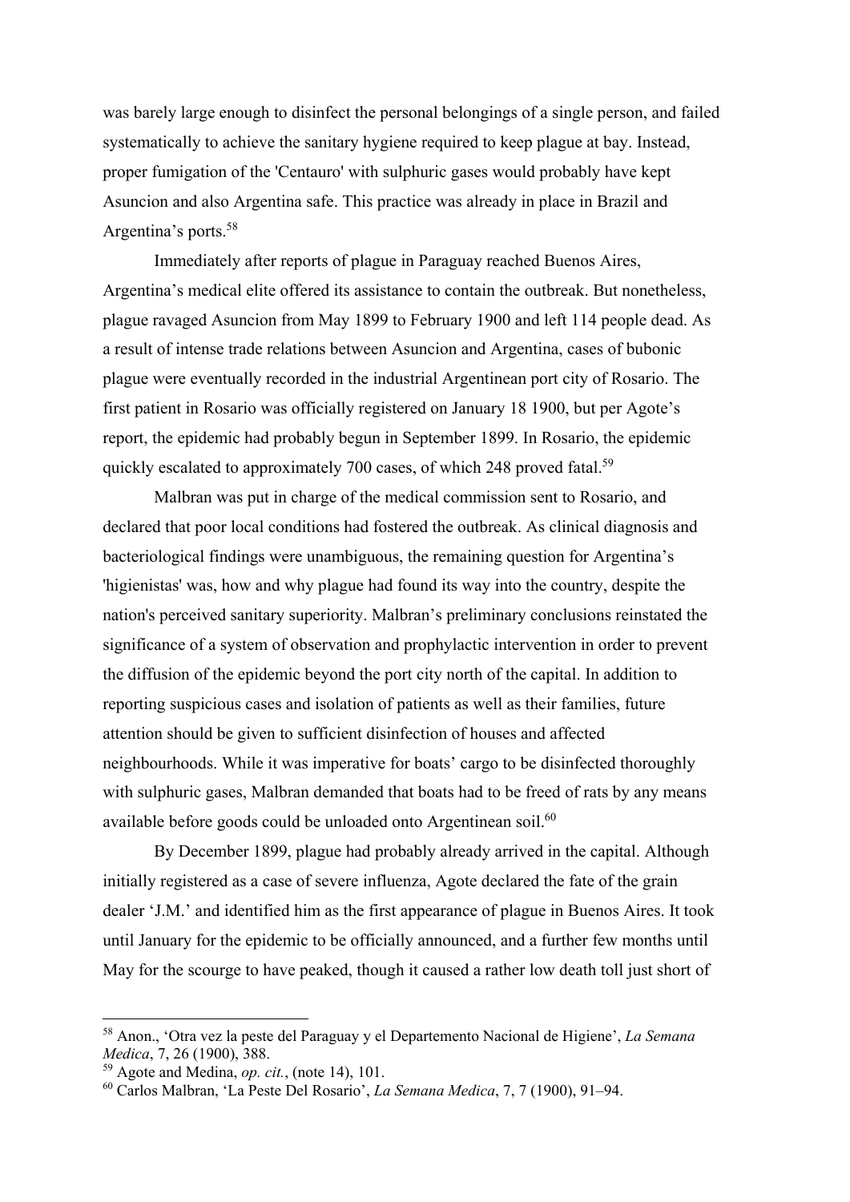was barely large enough to disinfect the personal belongings of a single person, and failed systematically to achieve the sanitary hygiene required to keep plague at bay. Instead, proper fumigation of the 'Centauro' with sulphuric gases would probably have kept Asuncion and also Argentina safe. This practice was already in place in Brazil and Argentina's ports.[58]

Immediately after reports of plague in Paraguay reached Buenos Aires, Argentina's medical elite offered its assistance to contain the outbreak. But nonetheless, plague ravaged Asuncion from May 1899 to February 1900 and left 114 people dead. As a result of intense trade relations between Asuncion and Argentina, cases of bubonic plague were eventually recorded in the industrial Argentinean port city of Rosario. The first patient in Rosario was officially registered on January 18 1900, but per Agote's report, the epidemic had probably begun in September 1899. In Rosario, the epidemic quickly escalated to approximately 700 cases, of which 248 proved fatal.[59]

Malbran was put in charge of the medical commission sent to Rosario, and declared that poor local conditions had fostered the outbreak. As clinical diagnosis and bacteriological findings were unambiguous, the remaining question for Argentina's 'higienistas' was, how and why plague had found its way into the country, despite the nation's perceived sanitary superiority. Malbran's preliminary conclusions reinstated the significance of a system of observation and prophylactic intervention in order to prevent the diffusion of the epidemic beyond the port city north of the capital. In addition to reporting suspicious cases and isolation of patients as well as their families, future attention should be given to sufficient disinfection of houses and affected neighbourhoods. While it was imperative for boats' cargo to be disinfected thoroughly with sulphuric gases, Malbran demanded that boats had to be freed of rats by any means available before goods could be unloaded onto Argentinean soil.[60]

By December 1899, plague had probably already arrived in the capital. Although initially registered as a case of severe influenza, Agote declared the fate of the grain dealer 'J.M.' and identified him as the first appearance of plague in Buenos Aires. It took until January for the epidemic to be officially announced, and a further few months until May for the scourge to have peaked, though it caused a rather low death toll just short of

---

[58] Anon., 'Otra vez la peste del Paraguay y el Departemento Nacional de Higiene', *La Semana Medica*, 7, 26 (1900), 388.

[59] Agote and Medina, *op. cit.*, (note 14), 101.

[60] Carlos Malbran, 'La Peste Del Rosario', *La Semana Medica*, 7, 7 (1900), 91–94.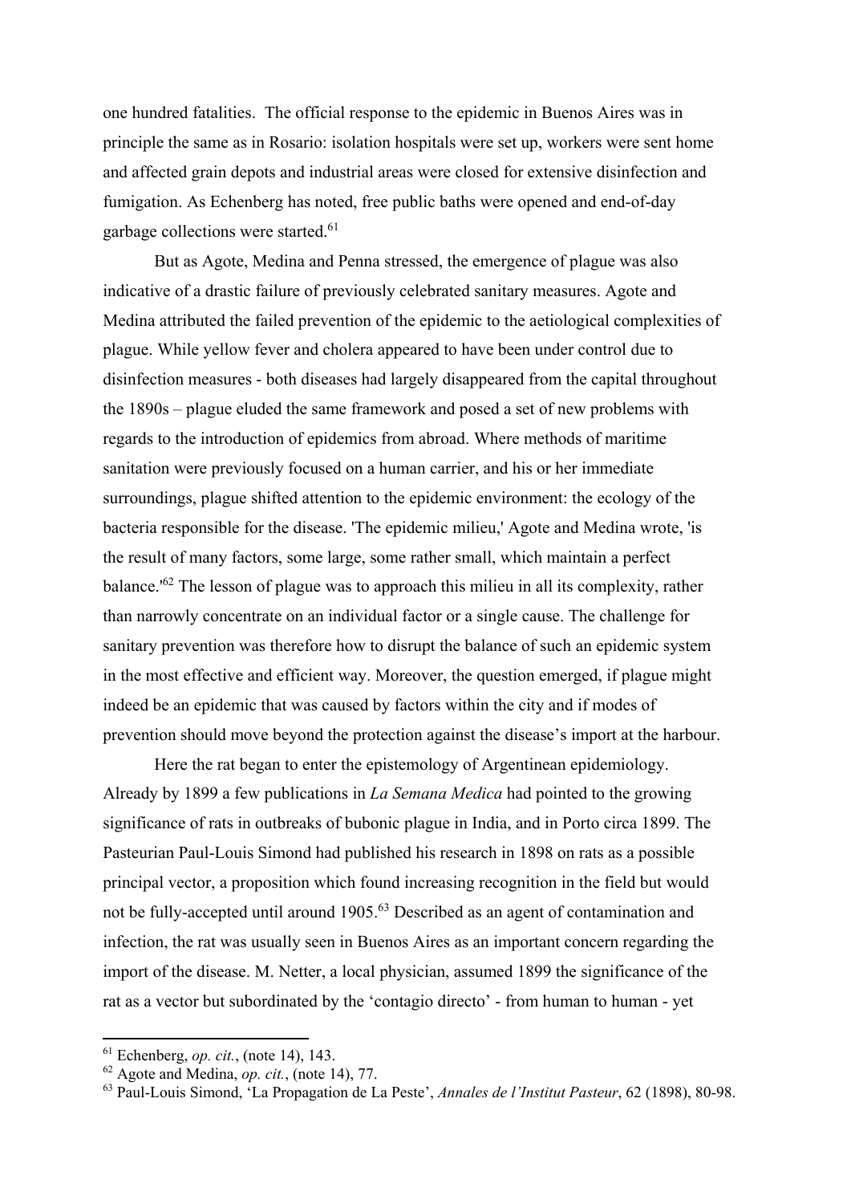one hundred fatalities. The official response to the epidemic in Buenos Aires was in principle the same as in Rosario: isolation hospitals were set up, workers were sent home and affected grain depots and industrial areas were closed for extensive disinfection and fumigation. As Echenberg has noted, free public baths were opened and end-of-day garbage collections were started.[61]

But as Agote, Medina and Penna stressed, the emergence of plague was also indicative of a drastic failure of previously celebrated sanitary measures. Agote and Medina attributed the failed prevention of the epidemic to the aetiological complexities of plague. While yellow fever and cholera appeared to have been under control due to disinfection measures - both diseases had largely disappeared from the capital throughout the 1890s – plague eluded the same framework and posed a set of new problems with regards to the introduction of epidemics from abroad. Where methods of maritime sanitation were previously focused on a human carrier, and his or her immediate surroundings, plague shifted attention to the epidemic environment: the ecology of the bacteria responsible for the disease. 'The epidemic milieu,' Agote and Medina wrote, 'is the result of many factors, some large, some rather small, which maintain a perfect balance.'[62] The lesson of plague was to approach this milieu in all its complexity, rather than narrowly concentrate on an individual factor or a single cause. The challenge for sanitary prevention was therefore how to disrupt the balance of such an epidemic system in the most effective and efficient way. Moreover, the question emerged, if plague might indeed be an epidemic that was caused by factors within the city and if modes of prevention should move beyond the protection against the disease's import at the harbour.

Here the rat began to enter the epistemology of Argentinean epidemiology. Already by 1899 a few publications in *La Semana Medica* had pointed to the growing significance of rats in outbreaks of bubonic plague in India, and in Porto circa 1899. The Pasteurian Paul-Louis Simond had published his research in 1898 on rats as a possible principal vector, a proposition which found increasing recognition in the field but would not be fully-accepted until around 1905.[63] Described as an agent of contamination and infection, the rat was usually seen in Buenos Aires as an important concern regarding the import of the disease. M. Netter, a local physician, assumed 1899 the significance of the rat as a vector but subordinated by the 'contagio directo' - from human to human - yet

---

[61] Echenberg, *op. cit.*, (note 14), 143.

[62] Agote and Medina, *op. cit.*, (note 14), 77.

[63] Paul-Louis Simond, 'La Propagation de La Peste', *Annales de l'Institut Pasteur*, 62 (1898), 80-98.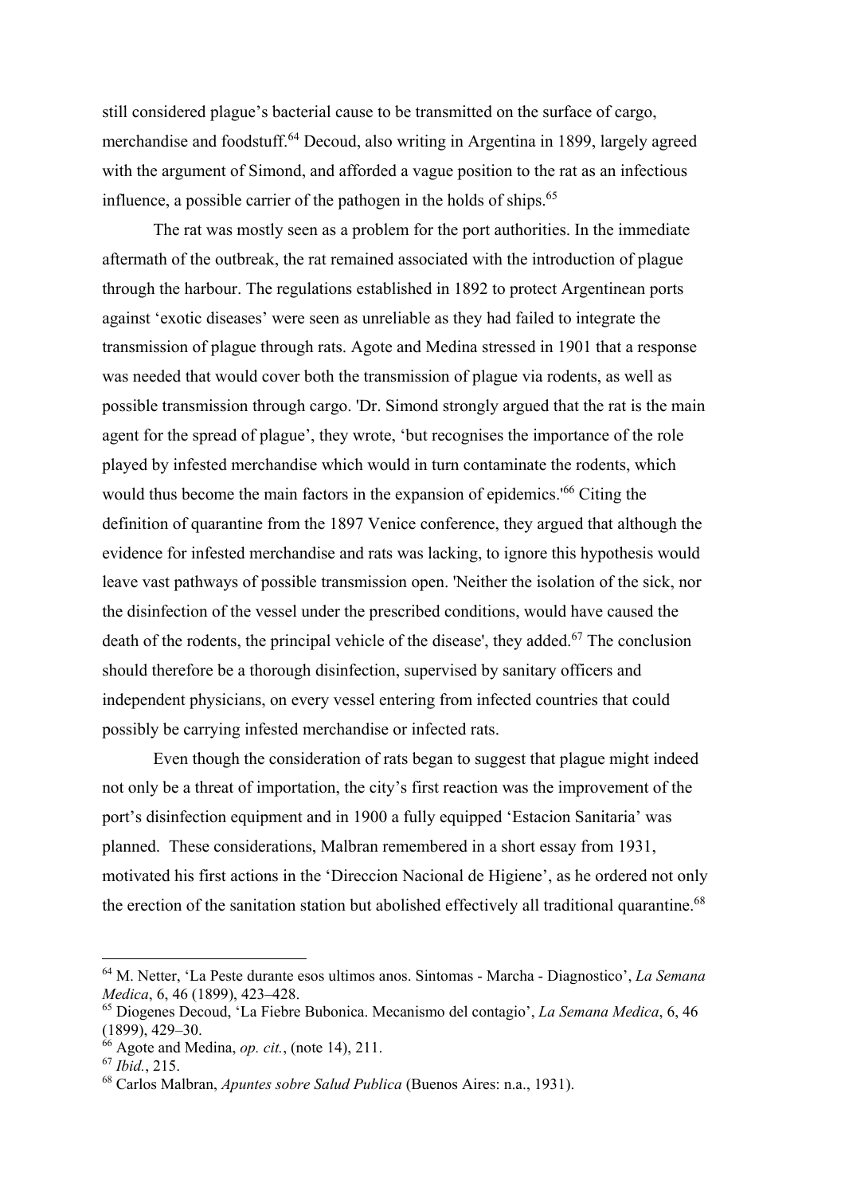still considered plague's bacterial cause to be transmitted on the surface of cargo, merchandise and foodstuff.[64] Decoud, also writing in Argentina in 1899, largely agreed with the argument of Simond, and afforded a vague position to the rat as an infectious influence, a possible carrier of the pathogen in the holds of ships.[65]

The rat was mostly seen as a problem for the port authorities. In the immediate aftermath of the outbreak, the rat remained associated with the introduction of plague through the harbour. The regulations established in 1892 to protect Argentinean ports against 'exotic diseases' were seen as unreliable as they had failed to integrate the transmission of plague through rats. Agote and Medina stressed in 1901 that a response was needed that would cover both the transmission of plague via rodents, as well as possible transmission through cargo. 'Dr. Simond strongly argued that the rat is the main agent for the spread of plague', they wrote, 'but recognises the importance of the role played by infested merchandise which would in turn contaminate the rodents, which would thus become the main factors in the expansion of epidemics.'[66] Citing the definition of quarantine from the 1897 Venice conference, they argued that although the evidence for infested merchandise and rats was lacking, to ignore this hypothesis would leave vast pathways of possible transmission open. 'Neither the isolation of the sick, nor the disinfection of the vessel under the prescribed conditions, would have caused the death of the rodents, the principal vehicle of the disease', they added.[67] The conclusion should therefore be a thorough disinfection, supervised by sanitary officers and independent physicians, on every vessel entering from infected countries that could possibly be carrying infested merchandise or infected rats.

Even though the consideration of rats began to suggest that plague might indeed not only be a threat of importation, the city's first reaction was the improvement of the port's disinfection equipment and in 1900 a fully equipped 'Estacion Sanitaria' was planned. These considerations, Malbran remembered in a short essay from 1931, motivated his first actions in the 'Direccion Nacional de Higiene', as he ordered not only the erection of the sanitation station but abolished effectively all traditional quarantine.[68]

---

[64] M. Netter, 'La Peste durante esos ultimos anos. Sintomas - Marcha - Diagnostico', *La Semana Medica*, 6, 46 (1899), 423–428.

[65] Diogenes Decoud, 'La Fiebre Bubonica. Mecanismo del contagio', *La Semana Medica*, 6, 46 (1899), 429–30.

[66] Agote and Medina, *op. cit.*, (note 14), 211.

[67] *Ibid.*, 215.

[68] Carlos Malbran, *Apuntes sobre Salud Publica* (Buenos Aires: n.a., 1931).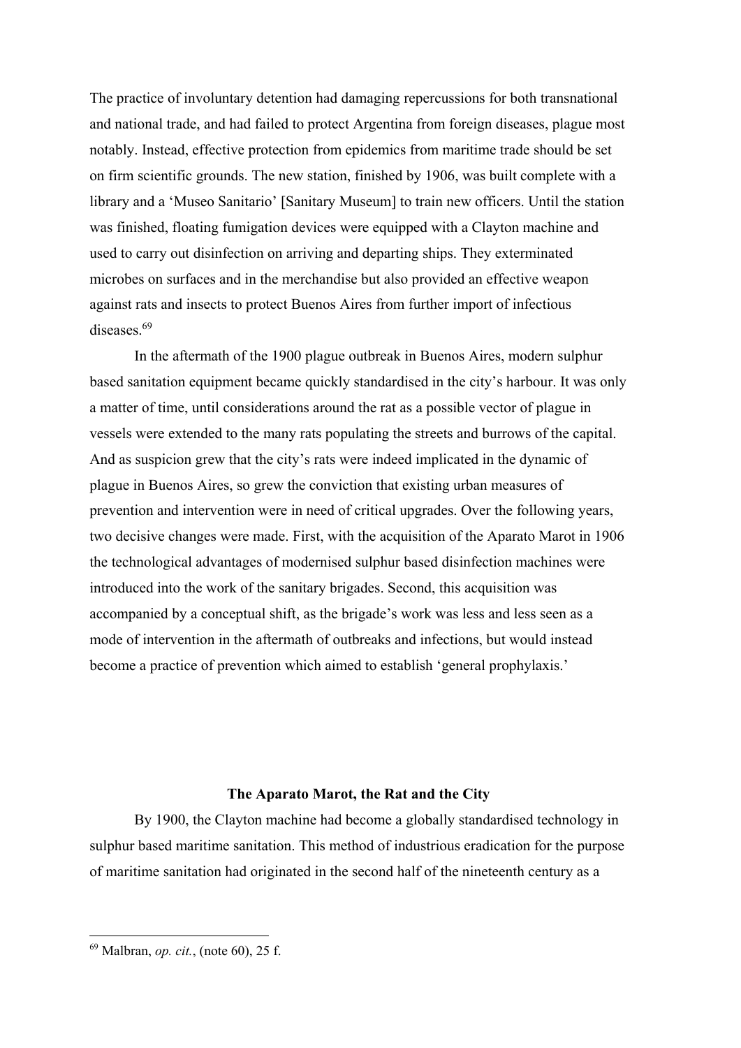The practice of involuntary detention had damaging repercussions for both transnational and national trade, and had failed to protect Argentina from foreign diseases, plague most notably. Instead, effective protection from epidemics from maritime trade should be set on firm scientific grounds. The new station, finished by 1906, was built complete with a library and a 'Museo Sanitario' [Sanitary Museum] to train new officers. Until the station was finished, floating fumigation devices were equipped with a Clayton machine and used to carry out disinfection on arriving and departing ships. They exterminated microbes on surfaces and in the merchandise but also provided an effective weapon against rats and insects to protect Buenos Aires from further import of infectious diseases.[69]

In the aftermath of the 1900 plague outbreak in Buenos Aires, modern sulphur based sanitation equipment became quickly standardised in the city's harbour. It was only a matter of time, until considerations around the rat as a possible vector of plague in vessels were extended to the many rats populating the streets and burrows of the capital. And as suspicion grew that the city's rats were indeed implicated in the dynamic of plague in Buenos Aires, so grew the conviction that existing urban measures of prevention and intervention were in need of critical upgrades. Over the following years, two decisive changes were made. First, with the acquisition of the Aparato Marot in 1906 the technological advantages of modernised sulphur based disinfection machines were introduced into the work of the sanitary brigades. Second, this acquisition was accompanied by a conceptual shift, as the brigade's work was less and less seen as a mode of intervention in the aftermath of outbreaks and infections, but would instead become a practice of prevention which aimed to establish 'general prophylaxis.'

## The Aparato Marot, the Rat and the City

By 1900, the Clayton machine had become a globally standardised technology in sulphur based maritime sanitation. This method of industrious eradication for the purpose of maritime sanitation had originated in the second half of the nineteenth century as a

[69] Malbran, *op. cit.*, (note 60), 25 f.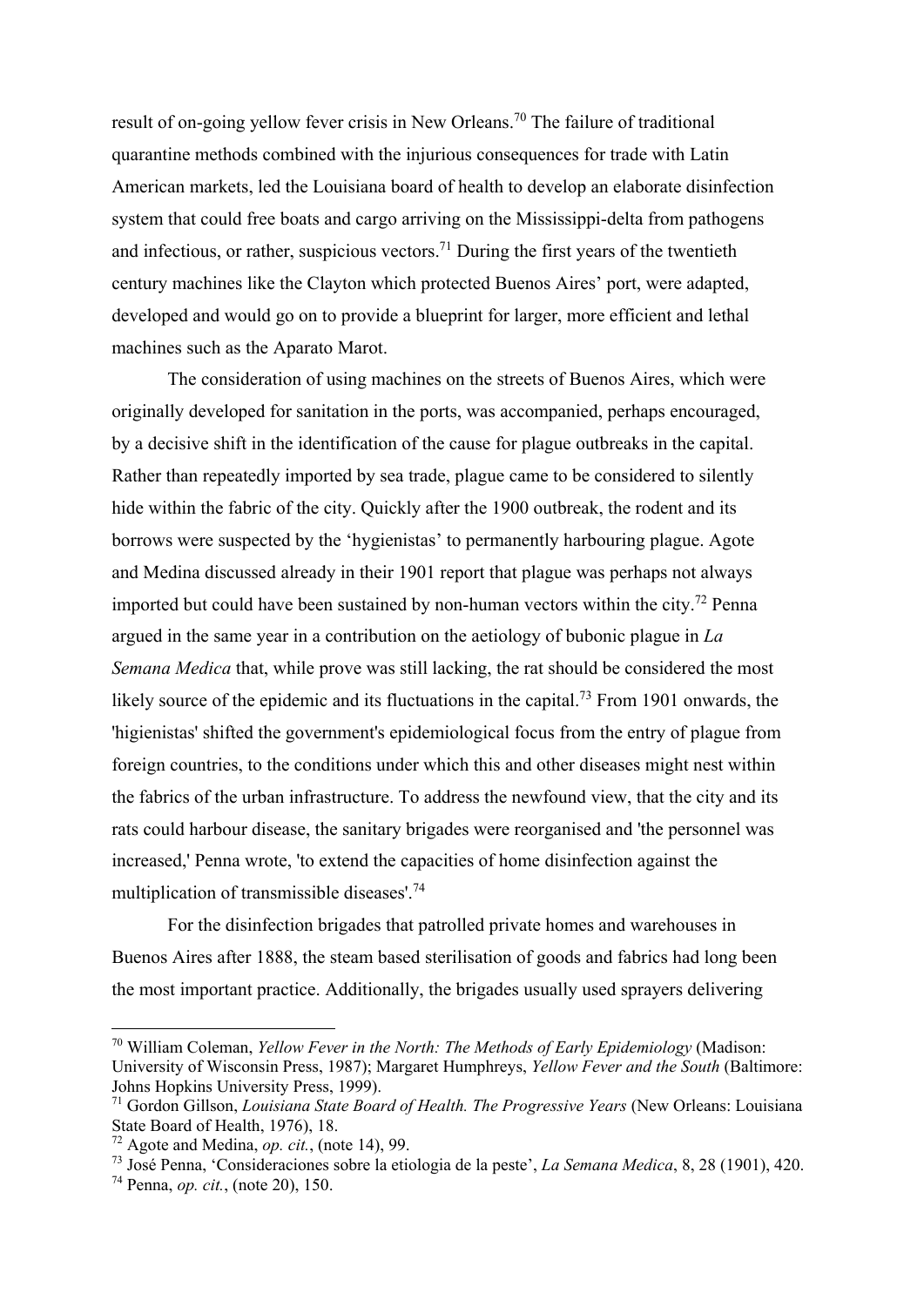result of on-going yellow fever crisis in New Orleans.[70] The failure of traditional quarantine methods combined with the injurious consequences for trade with Latin American markets, led the Louisiana board of health to develop an elaborate disinfection system that could free boats and cargo arriving on the Mississippi-delta from pathogens and infectious, or rather, suspicious vectors.[71] During the first years of the twentieth century machines like the Clayton which protected Buenos Aires' port, were adapted, developed and would go on to provide a blueprint for larger, more efficient and lethal machines such as the Aparato Marot.

The consideration of using machines on the streets of Buenos Aires, which were originally developed for sanitation in the ports, was accompanied, perhaps encouraged, by a decisive shift in the identification of the cause for plague outbreaks in the capital. Rather than repeatedly imported by sea trade, plague came to be considered to silently hide within the fabric of the city. Quickly after the 1900 outbreak, the rodent and its borrows were suspected by the 'hygienistas' to permanently harbouring plague. Agote and Medina discussed already in their 1901 report that plague was perhaps not always imported but could have been sustained by non-human vectors within the city.[72] Penna argued in the same year in a contribution on the aetiology of bubonic plague in *La Semana Medica* that, while prove was still lacking, the rat should be considered the most likely source of the epidemic and its fluctuations in the capital.[73] From 1901 onwards, the 'higienistas' shifted the government's epidemiological focus from the entry of plague from foreign countries, to the conditions under which this and other diseases might nest within the fabrics of the urban infrastructure. To address the newfound view, that the city and its rats could harbour disease, the sanitary brigades were reorganised and 'the personnel was increased,' Penna wrote, 'to extend the capacities of home disinfection against the multiplication of transmissible diseases'.[74]

For the disinfection brigades that patrolled private homes and warehouses in Buenos Aires after 1888, the steam based sterilisation of goods and fabrics had long been the most important practice. Additionally, the brigades usually used sprayers delivering

---

[70] William Coleman, *Yellow Fever in the North: The Methods of Early Epidemiology* (Madison: University of Wisconsin Press, 1987); Margaret Humphreys, *Yellow Fever and the South* (Baltimore: Johns Hopkins University Press, 1999).

[71] Gordon Gillson, *Louisiana State Board of Health. The Progressive Years* (New Orleans: Louisiana State Board of Health, 1976), 18.

[72] Agote and Medina, *op. cit.*, (note 14), 99.

[73] José Penna, 'Consideraciones sobre la etiologia de la peste', *La Semana Medica*, 8, 28 (1901), 420.

[74] Penna, *op. cit.*, (note 20), 150.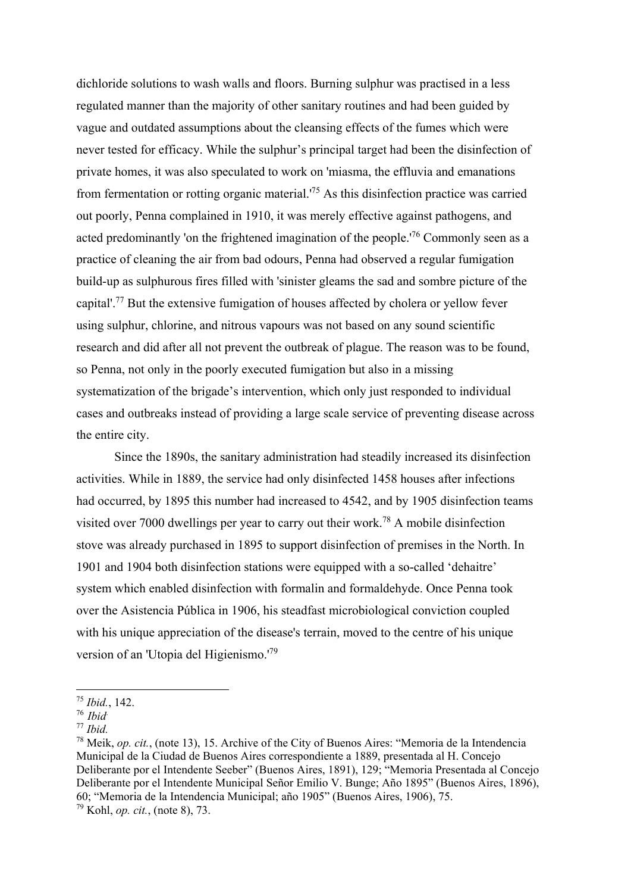dichloride solutions to wash walls and floors. Burning sulphur was practised in a less regulated manner than the majority of other sanitary routines and had been guided by vague and outdated assumptions about the cleansing effects of the fumes which were never tested for efficacy. While the sulphur's principal target had been the disinfection of private homes, it was also speculated to work on 'miasma, the effluvia and emanations from fermentation or rotting organic material.'[75] As this disinfection practice was carried out poorly, Penna complained in 1910, it was merely effective against pathogens, and acted predominantly 'on the frightened imagination of the people.'[76] Commonly seen as a practice of cleaning the air from bad odours, Penna had observed a regular fumigation build-up as sulphurous fires filled with 'sinister gleams the sad and sombre picture of the capital'.[77] But the extensive fumigation of houses affected by cholera or yellow fever using sulphur, chlorine, and nitrous vapours was not based on any sound scientific research and did after all not prevent the outbreak of plague. The reason was to be found, so Penna, not only in the poorly executed fumigation but also in a missing systematization of the brigade's intervention, which only just responded to individual cases and outbreaks instead of providing a large scale service of preventing disease across the entire city.

Since the 1890s, the sanitary administration had steadily increased its disinfection activities. While in 1889, the service had only disinfected 1458 houses after infections had occurred, by 1895 this number had increased to 4542, and by 1905 disinfection teams visited over 7000 dwellings per year to carry out their work.[78] A mobile disinfection stove was already purchased in 1895 to support disinfection of premises in the North. In 1901 and 1904 both disinfection stations were equipped with a so-called 'dehaitre' system which enabled disinfection with formalin and formaldehyde. Once Penna took over the Asistencia Pública in 1906, his steadfast microbiological conviction coupled with his unique appreciation of the disease's terrain, moved to the centre of his unique version of an 'Utopia del Higienismo.'[79]

---

[75] *Ibid.*, 142.

[76] *Ibid.*

[77] *Ibid.*

[78] Meik, *op. cit.*, (note 13), 15. Archive of the City of Buenos Aires: "Memoria de la Intendencia Municipal de la Ciudad de Buenos Aires correspondiente a 1889, presentada al H. Concejo Deliberante por el Intendente Seeber" (Buenos Aires, 1891), 129; "Memoria Presentada al Concejo Deliberante por el Intendente Municipal Señor Emilio V. Bunge; Año 1895" (Buenos Aires, 1896), 60; "Memoria de la Intendencia Municipal; año 1905" (Buenos Aires, 1906), 75.

[79] Kohl, *op. cit.*, (note 8), 73.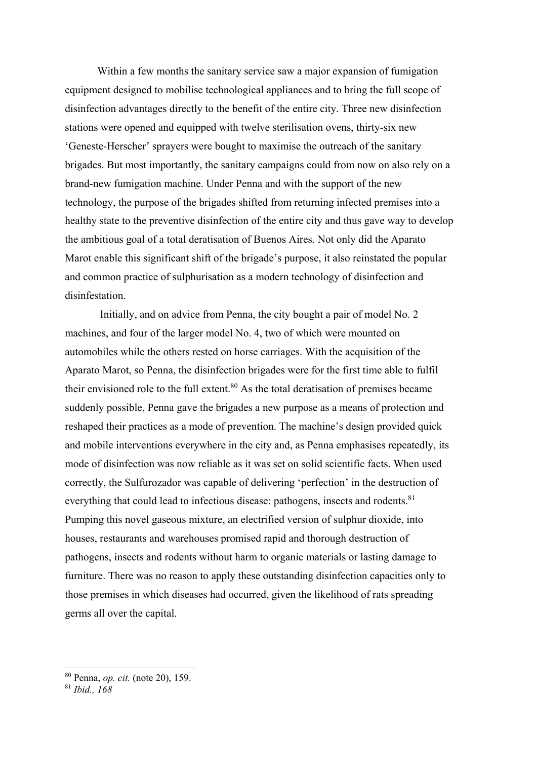Within a few months the sanitary service saw a major expansion of fumigation equipment designed to mobilise technological appliances and to bring the full scope of disinfection advantages directly to the benefit of the entire city. Three new disinfection stations were opened and equipped with twelve sterilisation ovens, thirty-six new 'Geneste-Herscher' sprayers were bought to maximise the outreach of the sanitary brigades. But most importantly, the sanitary campaigns could from now on also rely on a brand-new fumigation machine. Under Penna and with the support of the new technology, the purpose of the brigades shifted from returning infected premises into a healthy state to the preventive disinfection of the entire city and thus gave way to develop the ambitious goal of a total deratisation of Buenos Aires. Not only did the Aparato Marot enable this significant shift of the brigade's purpose, it also reinstated the popular and common practice of sulphurisation as a modern technology of disinfection and disinfestation.

Initially, and on advice from Penna, the city bought a pair of model No. 2 machines, and four of the larger model No. 4, two of which were mounted on automobiles while the others rested on horse carriages. With the acquisition of the Aparato Marot, so Penna, the disinfection brigades were for the first time able to fulfil their envisioned role to the full extent.[80] As the total deratisation of premises became suddenly possible, Penna gave the brigades a new purpose as a means of protection and reshaped their practices as a mode of prevention. The machine's design provided quick and mobile interventions everywhere in the city and, as Penna emphasises repeatedly, its mode of disinfection was now reliable as it was set on solid scientific facts. When used correctly, the Sulfurozador was capable of delivering 'perfection' in the destruction of everything that could lead to infectious disease: pathogens, insects and rodents.[81] Pumping this novel gaseous mixture, an electrified version of sulphur dioxide, into houses, restaurants and warehouses promised rapid and thorough destruction of pathogens, insects and rodents without harm to organic materials or lasting damage to furniture. There was no reason to apply these outstanding disinfection capacities only to those premises in which diseases had occurred, given the likelihood of rats spreading germs all over the capital.

---

[80] Penna, *op. cit.* (note 20), 159.

[81] *Ibid., 168*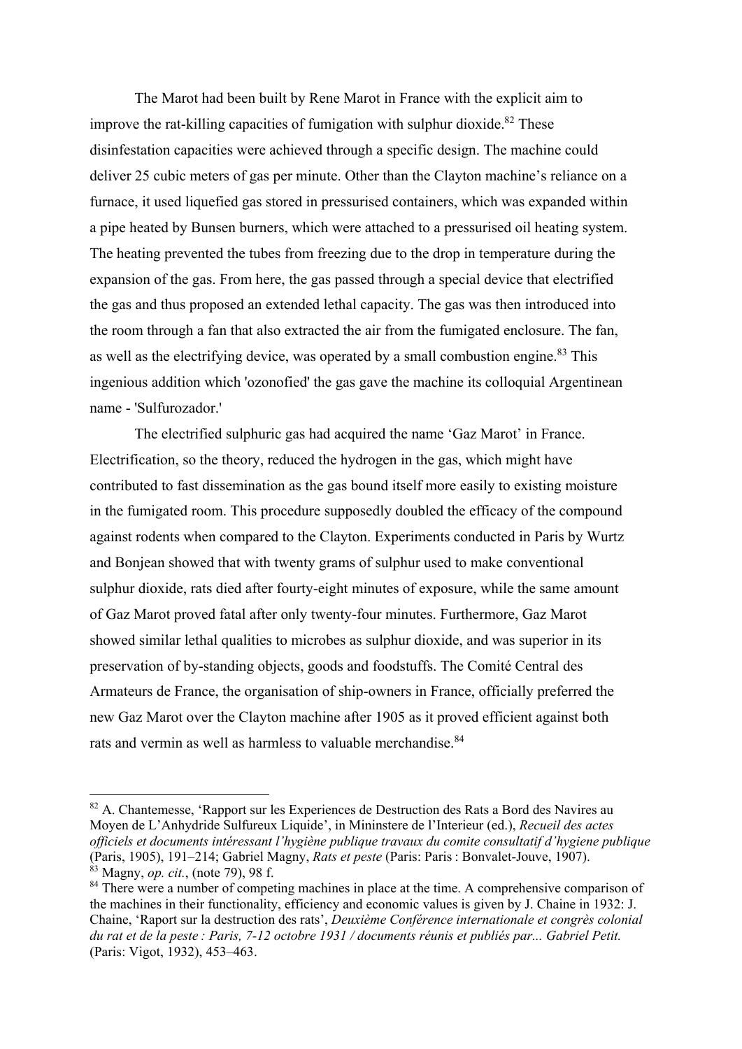The Marot had been built by Rene Marot in France with the explicit aim to improve the rat-killing capacities of fumigation with sulphur dioxide.[82] These disinfestation capacities were achieved through a specific design. The machine could deliver 25 cubic meters of gas per minute. Other than the Clayton machine's reliance on a furnace, it used liquefied gas stored in pressurised containers, which was expanded within a pipe heated by Bunsen burners, which were attached to a pressurised oil heating system. The heating prevented the tubes from freezing due to the drop in temperature during the expansion of the gas. From here, the gas passed through a special device that electrified the gas and thus proposed an extended lethal capacity. The gas was then introduced into the room through a fan that also extracted the air from the fumigated enclosure. The fan, as well as the electrifying device, was operated by a small combustion engine.[83] This ingenious addition which 'ozonofied' the gas gave the machine its colloquial Argentinean name - 'Sulfurozador.'

The electrified sulphuric gas had acquired the name 'Gaz Marot' in France. Electrification, so the theory, reduced the hydrogen in the gas, which might have contributed to fast dissemination as the gas bound itself more easily to existing moisture in the fumigated room. This procedure supposedly doubled the efficacy of the compound against rodents when compared to the Clayton. Experiments conducted in Paris by Wurtz and Bonjean showed that with twenty grams of sulphur used to make conventional sulphur dioxide, rats died after fourty-eight minutes of exposure, while the same amount of Gaz Marot proved fatal after only twenty-four minutes. Furthermore, Gaz Marot showed similar lethal qualities to microbes as sulphur dioxide, and was superior in its preservation of by-standing objects, goods and foodstuffs. The Comité Central des Armateurs de France, the organisation of ship-owners in France, officially preferred the new Gaz Marot over the Clayton machine after 1905 as it proved efficient against both rats and vermin as well as harmless to valuable merchandise.[84]

---

[82] A. Chantemesse, 'Rapport sur les Experiences de Destruction des Rats a Bord des Navires au Moyen de L'Anhydride Sulfureux Liquide', in Mininstere de l'Interieur (ed.), *Recueil des actes officiels et documents intéressant l'hygiène publique travaux du comite consultatif d'hygiene publique* (Paris, 1905), 191–214; Gabriel Magny, *Rats et peste* (Paris: Paris : Bonvalet-Jouve, 1907).

[83] Magny, *op. cit.*, (note 79), 98 f.

[84] There were a number of competing machines in place at the time. A comprehensive comparison of the machines in their functionality, efficiency and economic values is given by J. Chaine in 1932: J. Chaine, 'Raport sur la destruction des rats', *Deuxième Conférence internationale et congrès colonial du rat et de la peste : Paris, 7-12 octobre 1931 / documents réunis et publiés par... Gabriel Petit.* (Paris: Vigot, 1932), 453–463.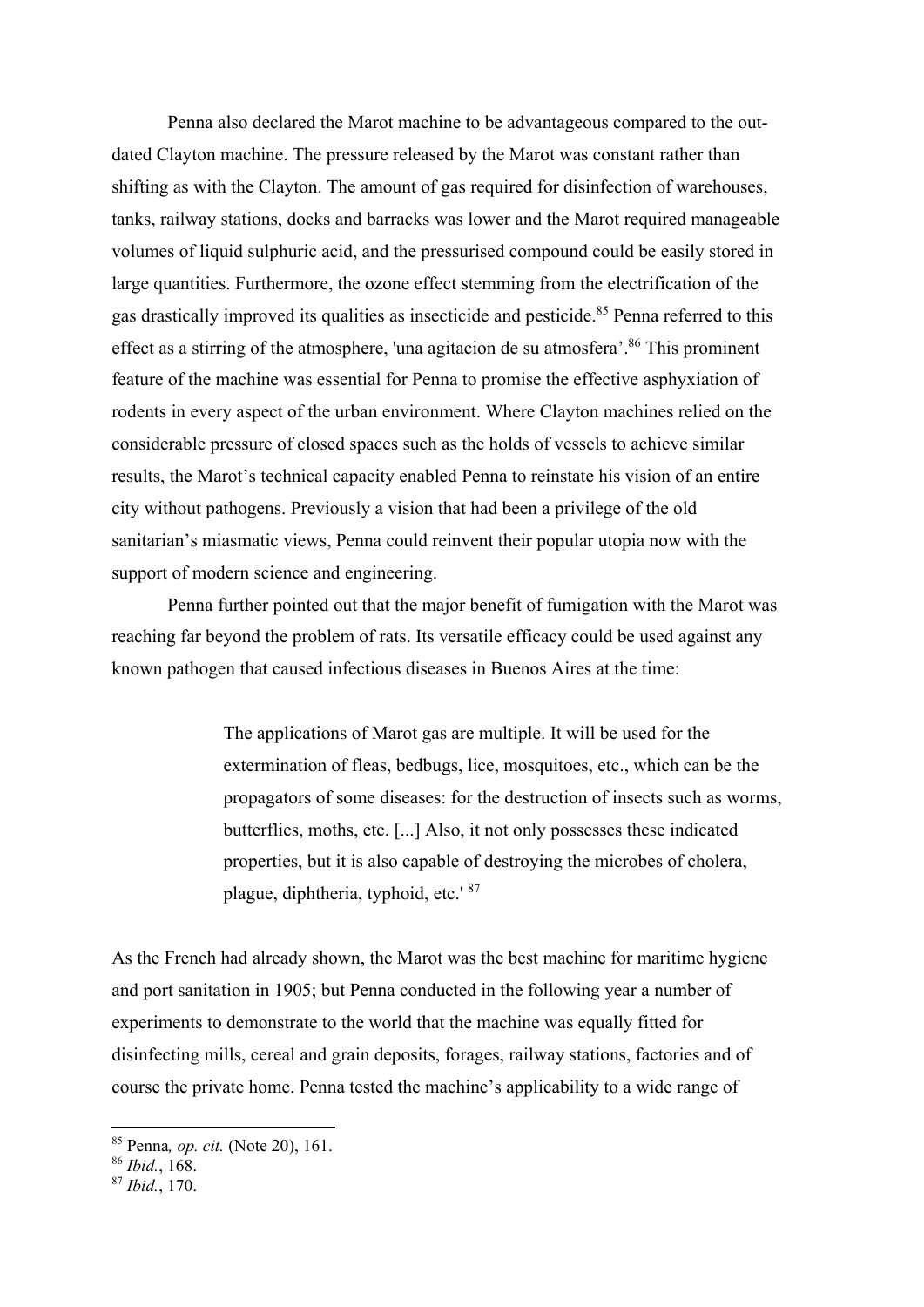Penna also declared the Marot machine to be advantageous compared to the out-dated Clayton machine. The pressure released by the Marot was constant rather than shifting as with the Clayton. The amount of gas required for disinfection of warehouses, tanks, railway stations, docks and barracks was lower and the Marot required manageable volumes of liquid sulphuric acid, and the pressurised compound could be easily stored in large quantities. Furthermore, the ozone effect stemming from the electrification of the gas drastically improved its qualities as insecticide and pesticide.[85] Penna referred to this effect as a stirring of the atmosphere, 'una agitacion de su atmosfera'.[86] This prominent feature of the machine was essential for Penna to promise the effective asphyxiation of rodents in every aspect of the urban environment. Where Clayton machines relied on the considerable pressure of closed spaces such as the holds of vessels to achieve similar results, the Marot's technical capacity enabled Penna to reinstate his vision of an entire city without pathogens. Previously a vision that had been a privilege of the old sanitarian's miasmatic views, Penna could reinvent their popular utopia now with the support of modern science and engineering.

Penna further pointed out that the major benefit of fumigation with the Marot was reaching far beyond the problem of rats. Its versatile efficacy could be used against any known pathogen that caused infectious diseases in Buenos Aires at the time:

> The applications of Marot gas are multiple. It will be used for the extermination of fleas, bedbugs, lice, mosquitoes, etc., which can be the propagators of some diseases: for the destruction of insects such as worms, butterflies, moths, etc. [...] Also, it not only possesses these indicated properties, but it is also capable of destroying the microbes of cholera, plague, diphtheria, typhoid, etc.' [87]

As the French had already shown, the Marot was the best machine for maritime hygiene and port sanitation in 1905; but Penna conducted in the following year a number of experiments to demonstrate to the world that the machine was equally fitted for disinfecting mills, cereal and grain deposits, forages, railway stations, factories and of course the private home. Penna tested the machine's applicability to a wide range of

---

[85] Penna*, op. cit.* (Note 20), 161.

[86] *Ibid.*, 168.

[87] *Ibid.*, 170.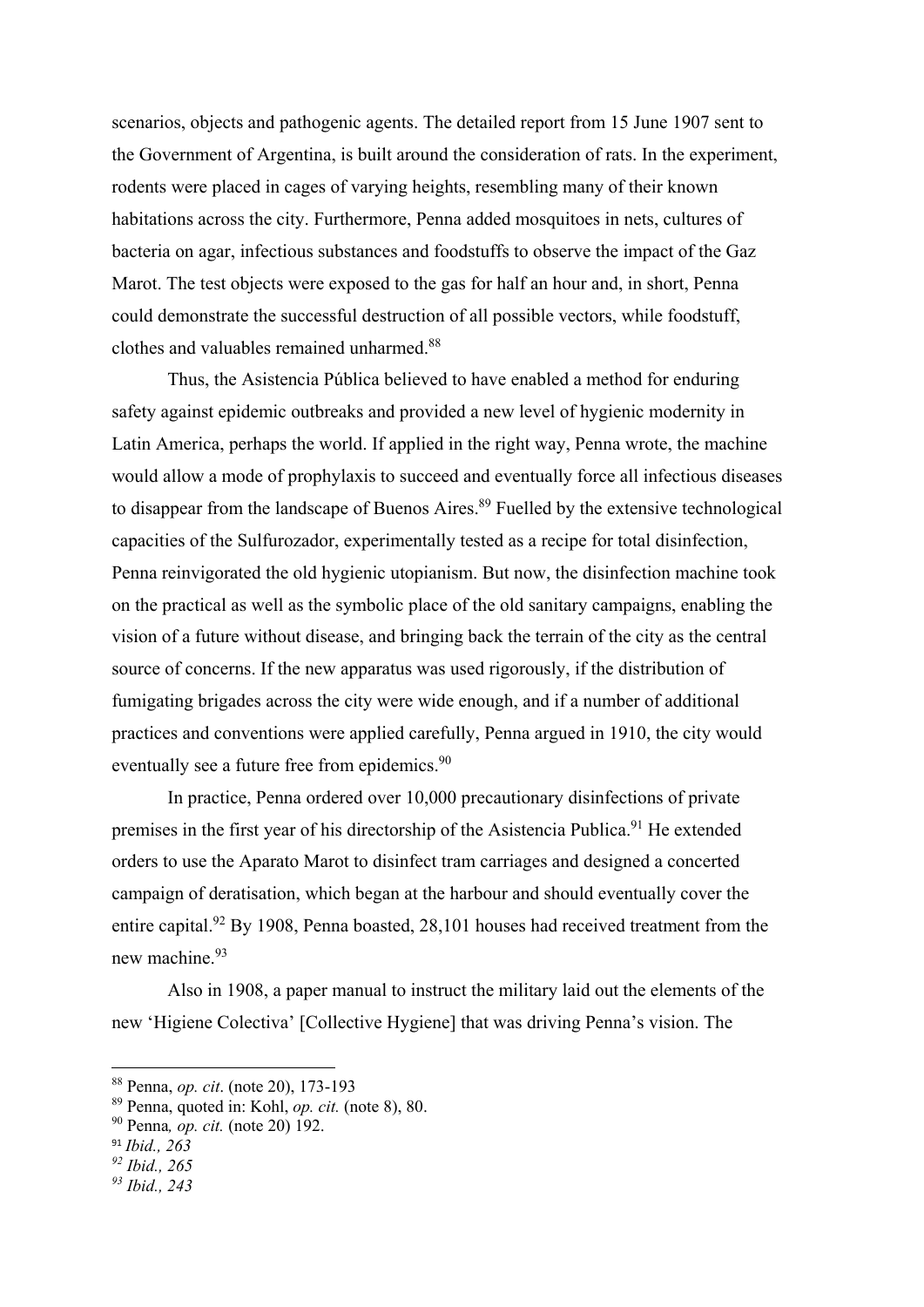scenarios, objects and pathogenic agents. The detailed report from 15 June 1907 sent to the Government of Argentina, is built around the consideration of rats. In the experiment, rodents were placed in cages of varying heights, resembling many of their known habitations across the city. Furthermore, Penna added mosquitoes in nets, cultures of bacteria on agar, infectious substances and foodstuffs to observe the impact of the Gaz Marot. The test objects were exposed to the gas for half an hour and, in short, Penna could demonstrate the successful destruction of all possible vectors, while foodstuff, clothes and valuables remained unharmed.[88]

Thus, the Asistencia Pública believed to have enabled a method for enduring safety against epidemic outbreaks and provided a new level of hygienic modernity in Latin America, perhaps the world. If applied in the right way, Penna wrote, the machine would allow a mode of prophylaxis to succeed and eventually force all infectious diseases to disappear from the landscape of Buenos Aires.[89] Fuelled by the extensive technological capacities of the Sulfurozador, experimentally tested as a recipe for total disinfection, Penna reinvigorated the old hygienic utopianism. But now, the disinfection machine took on the practical as well as the symbolic place of the old sanitary campaigns, enabling the vision of a future without disease, and bringing back the terrain of the city as the central source of concerns. If the new apparatus was used rigorously, if the distribution of fumigating brigades across the city were wide enough, and if a number of additional practices and conventions were applied carefully, Penna argued in 1910, the city would eventually see a future free from epidemics.[90]

In practice, Penna ordered over 10,000 precautionary disinfections of private premises in the first year of his directorship of the Asistencia Publica.[91] He extended orders to use the Aparato Marot to disinfect tram carriages and designed a concerted campaign of deratisation, which began at the harbour and should eventually cover the entire capital.[92] By 1908, Penna boasted, 28,101 houses had received treatment from the new machine.[93]

Also in 1908, a paper manual to instruct the military laid out the elements of the new 'Higiene Colectiva' [Collective Hygiene] that was driving Penna's vision. The

---

[88] Penna, *op. cit*. (note 20), 173-193

[89] Penna, quoted in: Kohl, *op. cit.* (note 8), 80.

[90] Penna*, op. cit.* (note 20) 192.

[91] *Ibid., 263*

[92] *Ibid., 265*

[93] *Ibid., 243*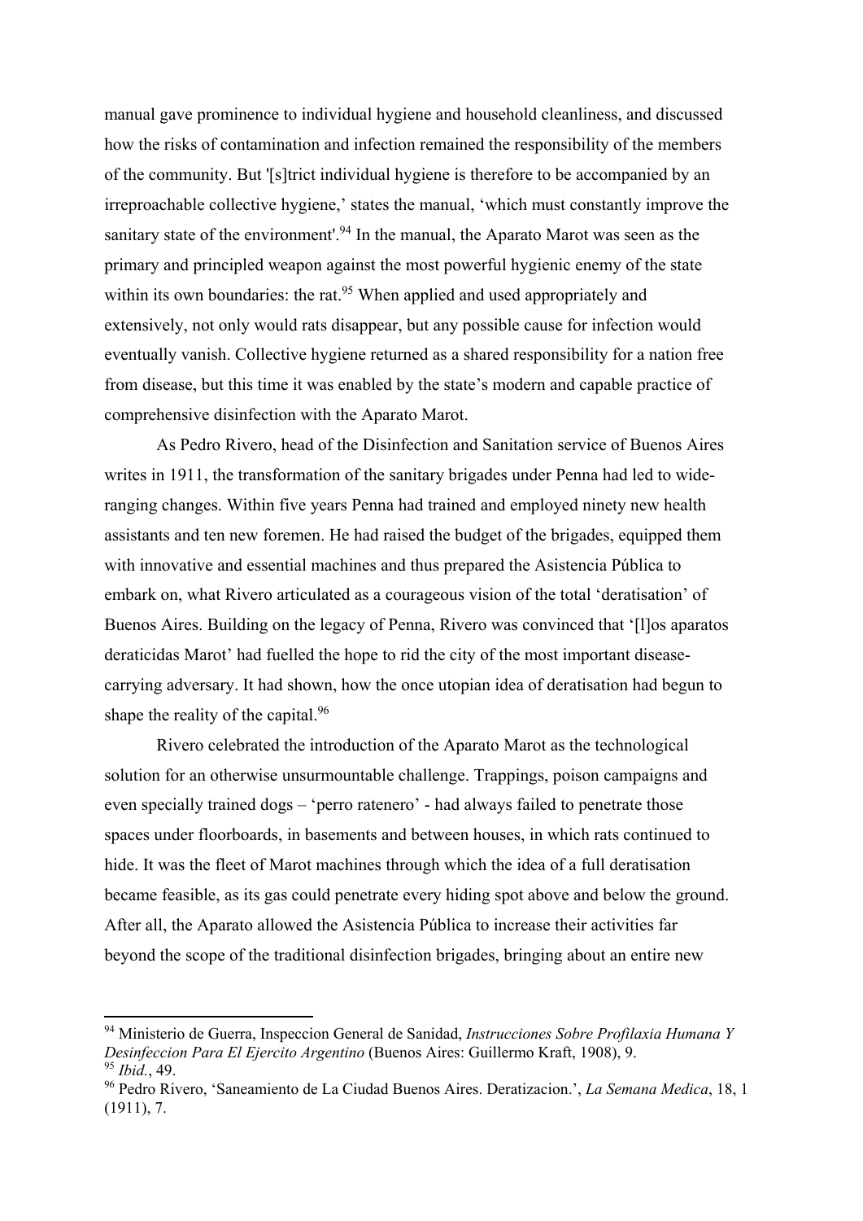manual gave prominence to individual hygiene and household cleanliness, and discussed how the risks of contamination and infection remained the responsibility of the members of the community. But '[s]trict individual hygiene is therefore to be accompanied by an irreproachable collective hygiene,' states the manual, 'which must constantly improve the sanitary state of the environment'.[94] In the manual, the Aparato Marot was seen as the primary and principled weapon against the most powerful hygienic enemy of the state within its own boundaries: the rat.[95] When applied and used appropriately and extensively, not only would rats disappear, but any possible cause for infection would eventually vanish. Collective hygiene returned as a shared responsibility for a nation free from disease, but this time it was enabled by the state's modern and capable practice of comprehensive disinfection with the Aparato Marot.

As Pedro Rivero, head of the Disinfection and Sanitation service of Buenos Aires writes in 1911, the transformation of the sanitary brigades under Penna had led to wide-ranging changes. Within five years Penna had trained and employed ninety new health assistants and ten new foremen. He had raised the budget of the brigades, equipped them with innovative and essential machines and thus prepared the Asistencia Pública to embark on, what Rivero articulated as a courageous vision of the total 'deratisation' of Buenos Aires. Building on the legacy of Penna, Rivero was convinced that '[l]os aparatos deraticidas Marot' had fuelled the hope to rid the city of the most important disease-carrying adversary. It had shown, how the once utopian idea of deratisation had begun to shape the reality of the capital.[96]

Rivero celebrated the introduction of the Aparato Marot as the technological solution for an otherwise unsurmountable challenge. Trappings, poison campaigns and even specially trained dogs – 'perro ratenero' - had always failed to penetrate those spaces under floorboards, in basements and between houses, in which rats continued to hide. It was the fleet of Marot machines through which the idea of a full deratisation became feasible, as its gas could penetrate every hiding spot above and below the ground. After all, the Aparato allowed the Asistencia Pública to increase their activities far beyond the scope of the traditional disinfection brigades, bringing about an entire new

---

[94] Ministerio de Guerra, Inspeccion General de Sanidad, *Instrucciones Sobre Profilaxia Humana Y Desinfeccion Para El Ejercito Argentino* (Buenos Aires: Guillermo Kraft, 1908), 9.

[95] *Ibid.*, 49.

[96] Pedro Rivero, 'Saneamiento de La Ciudad Buenos Aires. Deratizacion.', *La Semana Medica*, 18, 1 (1911), 7.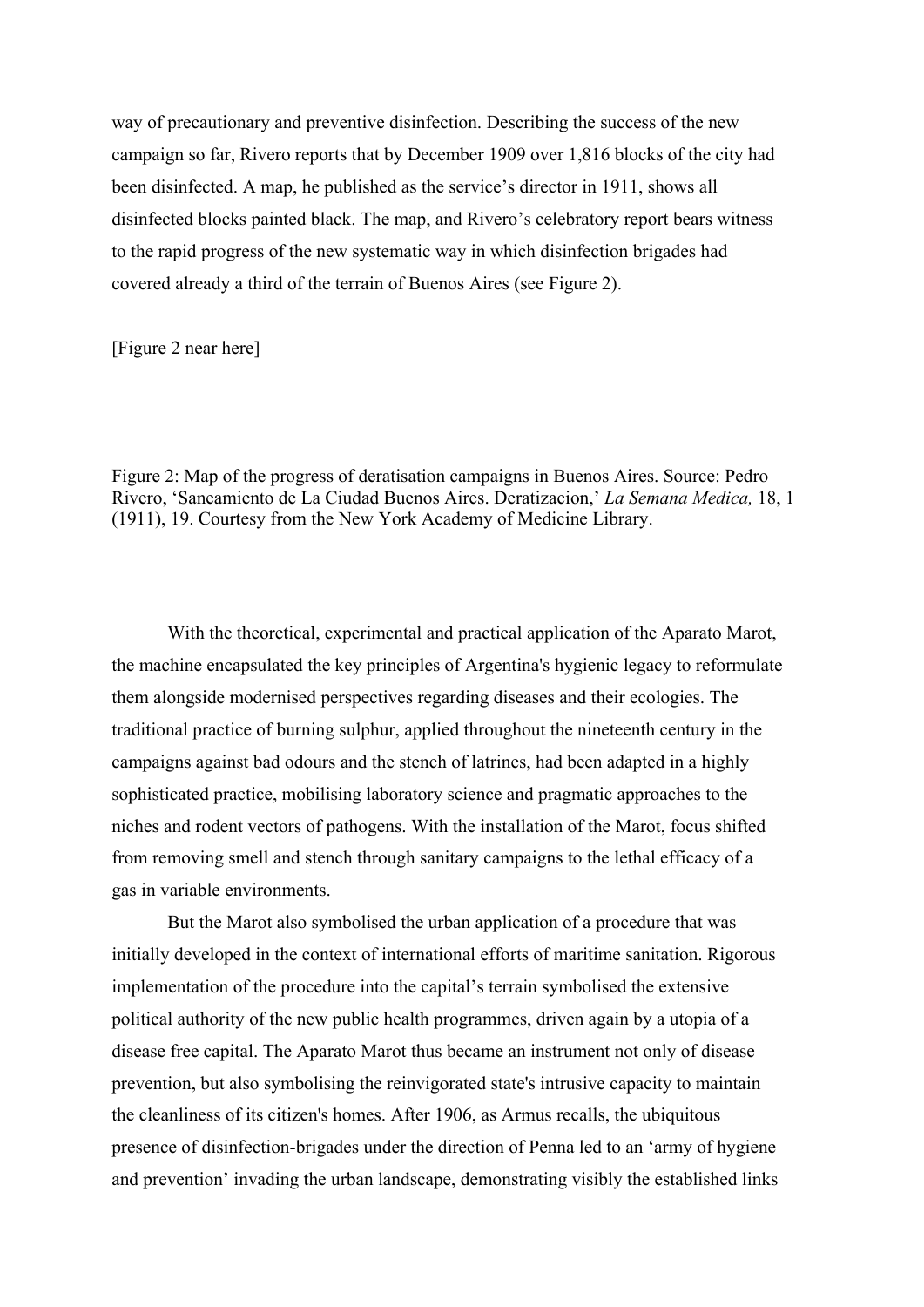way of precautionary and preventive disinfection. Describing the success of the new campaign so far, Rivero reports that by December 1909 over 1,816 blocks of the city had been disinfected. A map, he published as the service's director in 1911, shows all disinfected blocks painted black. The map, and Rivero's celebratory report bears witness to the rapid progress of the new systematic way in which disinfection brigades had covered already a third of the terrain of Buenos Aires (see Figure 2).

[Figure 2 near here]

Figure 2: Map of the progress of deratisation campaigns in Buenos Aires. Source: Pedro Rivero, 'Saneamiento de La Ciudad Buenos Aires. Deratizacion,' *La Semana Medica,* 18, 1 (1911), 19. Courtesy from the New York Academy of Medicine Library.

With the theoretical, experimental and practical application of the Aparato Marot, the machine encapsulated the key principles of Argentina's hygienic legacy to reformulate them alongside modernised perspectives regarding diseases and their ecologies. The traditional practice of burning sulphur, applied throughout the nineteenth century in the campaigns against bad odours and the stench of latrines, had been adapted in a highly sophisticated practice, mobilising laboratory science and pragmatic approaches to the niches and rodent vectors of pathogens. With the installation of the Marot, focus shifted from removing smell and stench through sanitary campaigns to the lethal efficacy of a gas in variable environments.

But the Marot also symbolised the urban application of a procedure that was initially developed in the context of international efforts of maritime sanitation. Rigorous implementation of the procedure into the capital's terrain symbolised the extensive political authority of the new public health programmes, driven again by a utopia of a disease free capital. The Aparato Marot thus became an instrument not only of disease prevention, but also symbolising the reinvigorated state's intrusive capacity to maintain the cleanliness of its citizen's homes. After 1906, as Armus recalls, the ubiquitous presence of disinfection-brigades under the direction of Penna led to an 'army of hygiene and prevention' invading the urban landscape, demonstrating visibly the established links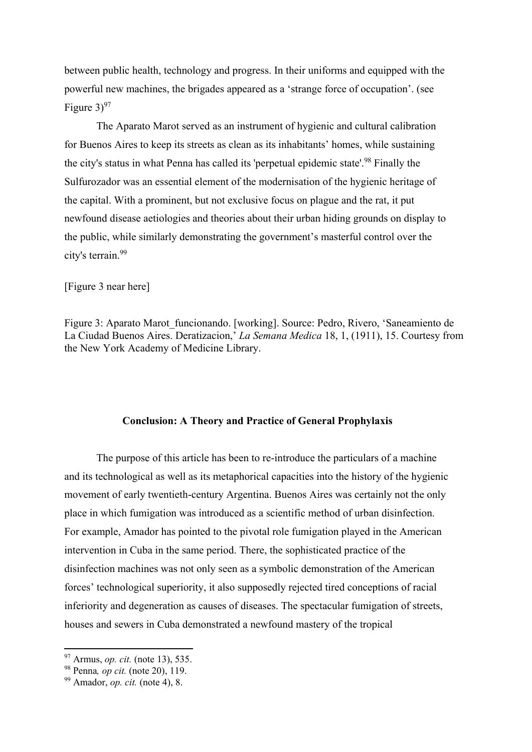between public health, technology and progress. In their uniforms and equipped with the powerful new machines, the brigades appeared as a 'strange force of occupation'. (see Figure 3)[97]

The Aparato Marot served as an instrument of hygienic and cultural calibration for Buenos Aires to keep its streets as clean as its inhabitants' homes, while sustaining the city's status in what Penna has called its 'perpetual epidemic state'.[98] Finally the Sulfurozador was an essential element of the modernisation of the hygienic heritage of the capital. With a prominent, but not exclusive focus on plague and the rat, it put newfound disease aetiologies and theories about their urban hiding grounds on display to the public, while similarly demonstrating the government's masterful control over the city's terrain.[99]

[Figure 3 near here]

Figure 3: Aparato Marot_funcionando. [working]. Source: Pedro, Rivero, 'Saneamiento de La Ciudad Buenos Aires. Deratizacion,' *La Semana Medica* 18, 1, (1911), 15. Courtesy from the New York Academy of Medicine Library.

## Conclusion: A Theory and Practice of General Prophylaxis

The purpose of this article has been to re-introduce the particulars of a machine and its technological as well as its metaphorical capacities into the history of the hygienic movement of early twentieth-century Argentina. Buenos Aires was certainly not the only place in which fumigation was introduced as a scientific method of urban disinfection. For example, Amador has pointed to the pivotal role fumigation played in the American intervention in Cuba in the same period. There, the sophisticated practice of the disinfection machines was not only seen as a symbolic demonstration of the American forces' technological superiority, it also supposedly rejected tired conceptions of racial inferiority and degeneration as causes of diseases. The spectacular fumigation of streets, houses and sewers in Cuba demonstrated a newfound mastery of the tropical

[97] Armus, *op. cit.* (note 13), 535.
[98] Penna*, op cit.* (note 20), 119.
[99] Amador, *op. cit.* (note 4), 8.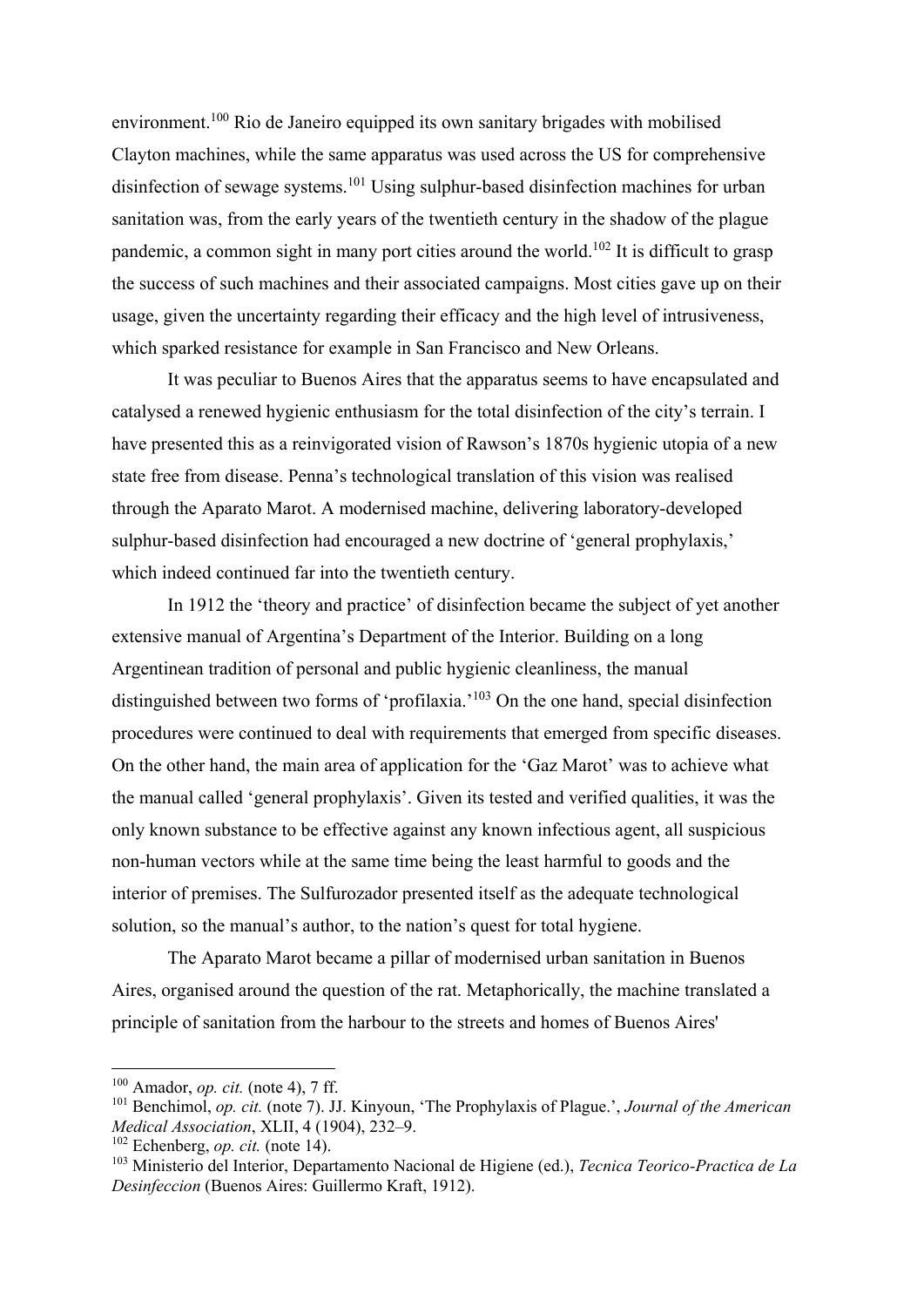environment.[100] Rio de Janeiro equipped its own sanitary brigades with mobilised Clayton machines, while the same apparatus was used across the US for comprehensive disinfection of sewage systems.[101] Using sulphur-based disinfection machines for urban sanitation was, from the early years of the twentieth century in the shadow of the plague pandemic, a common sight in many port cities around the world.[102] It is difficult to grasp the success of such machines and their associated campaigns. Most cities gave up on their usage, given the uncertainty regarding their efficacy and the high level of intrusiveness, which sparked resistance for example in San Francisco and New Orleans.

It was peculiar to Buenos Aires that the apparatus seems to have encapsulated and catalysed a renewed hygienic enthusiasm for the total disinfection of the city's terrain. I have presented this as a reinvigorated vision of Rawson's 1870s hygienic utopia of a new state free from disease. Penna's technological translation of this vision was realised through the Aparato Marot. A modernised machine, delivering laboratory-developed sulphur-based disinfection had encouraged a new doctrine of 'general prophylaxis,' which indeed continued far into the twentieth century.

In 1912 the 'theory and practice' of disinfection became the subject of yet another extensive manual of Argentina's Department of the Interior. Building on a long Argentinean tradition of personal and public hygienic cleanliness, the manual distinguished between two forms of 'profilaxia.'[103] On the one hand, special disinfection procedures were continued to deal with requirements that emerged from specific diseases. On the other hand, the main area of application for the 'Gaz Marot' was to achieve what the manual called 'general prophylaxis'. Given its tested and verified qualities, it was the only known substance to be effective against any known infectious agent, all suspicious non-human vectors while at the same time being the least harmful to goods and the interior of premises. The Sulfurozador presented itself as the adequate technological solution, so the manual's author, to the nation's quest for total hygiene.

The Aparato Marot became a pillar of modernised urban sanitation in Buenos Aires, organised around the question of the rat. Metaphorically, the machine translated a principle of sanitation from the harbour to the streets and homes of Buenos Aires'

---

[100] Amador, *op. cit.* (note 4), 7 ff.

[101] Benchimol, *op. cit.* (note 7). JJ. Kinyoun, 'The Prophylaxis of Plague.', *Journal of the American Medical Association*, XLII, 4 (1904), 232–9.

[102] Echenberg, *op. cit.* (note 14).

[103] Ministerio del Interior, Departamento Nacional de Higiene (ed.), *Tecnica Teorico-Practica de La Desinfeccion* (Buenos Aires: Guillermo Kraft, 1912).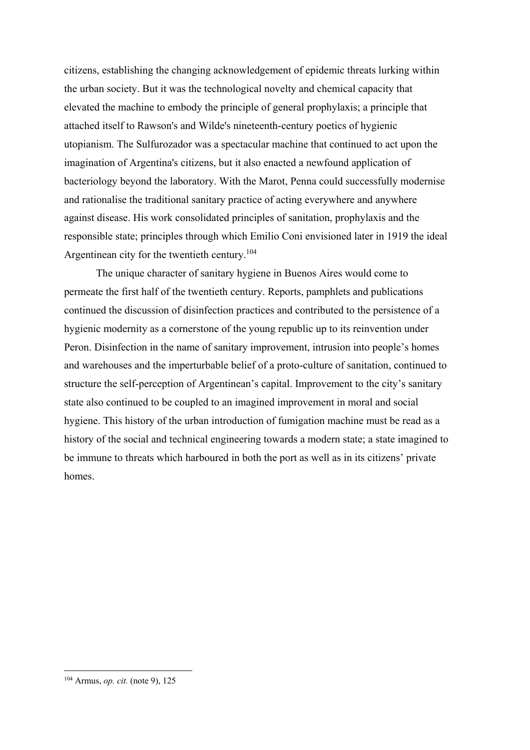citizens, establishing the changing acknowledgement of epidemic threats lurking within the urban society. But it was the technological novelty and chemical capacity that elevated the machine to embody the principle of general prophylaxis; a principle that attached itself to Rawson's and Wilde's nineteenth-century poetics of hygienic utopianism. The Sulfurozador was a spectacular machine that continued to act upon the imagination of Argentina's citizens, but it also enacted a newfound application of bacteriology beyond the laboratory. With the Marot, Penna could successfully modernise and rationalise the traditional sanitary practice of acting everywhere and anywhere against disease. His work consolidated principles of sanitation, prophylaxis and the responsible state; principles through which Emilio Coni envisioned later in 1919 the ideal Argentinean city for the twentieth century.[104]

The unique character of sanitary hygiene in Buenos Aires would come to permeate the first half of the twentieth century. Reports, pamphlets and publications continued the discussion of disinfection practices and contributed to the persistence of a hygienic modernity as a cornerstone of the young republic up to its reinvention under Peron. Disinfection in the name of sanitary improvement, intrusion into people's homes and warehouses and the imperturbable belief of a proto-culture of sanitation, continued to structure the self-perception of Argentinean's capital. Improvement to the city's sanitary state also continued to be coupled to an imagined improvement in moral and social hygiene. This history of the urban introduction of fumigation machine must be read as a history of the social and technical engineering towards a modern state; a state imagined to be immune to threats which harboured in both the port as well as in its citizens' private homes.

---

[104] Armus, *op. cit.* (note 9), 125